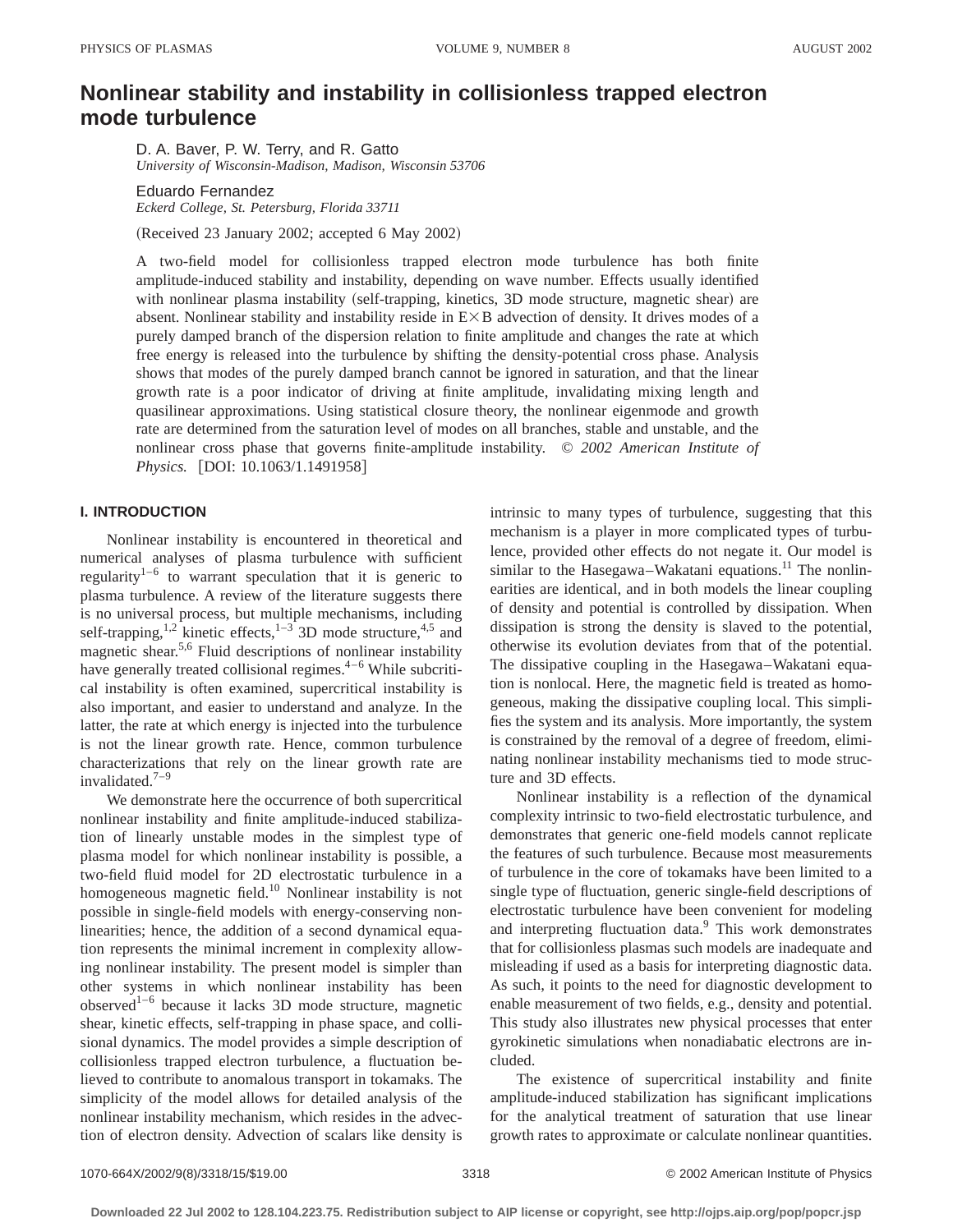# Nonlinear stability and instability in collisionless trapped electron mode turbulence

D. A. Baver, P. W. Terry, and R. Gatto
*University of Wisconsin-Madison, Madison, Wisconsin 53706*

Eduardo Fernandez
*Eckerd College, St. Petersburg, Florida 33711*

(Received 23 January 2002; accepted 6 May 2002)

A two-field model for collisionless trapped electron mode turbulence has both finite amplitude-induced stability and instability, depending on wave number. Effects usually identified with nonlinear plasma instability (self-trapping, kinetics, 3D mode structure, magnetic shear) are absent. Nonlinear stability and instability reside in E×B advection of density. It drives modes of a purely damped branch of the dispersion relation to finite amplitude and changes the rate at which free energy is released into the turbulence by shifting the density-potential cross phase. Analysis shows that modes of the purely damped branch cannot be ignored in saturation, and that the linear growth rate is a poor indicator of driving at finite amplitude, invalidating mixing length and quasilinear approximations. Using statistical closure theory, the nonlinear eigenmode and growth rate are determined from the saturation level of modes on all branches, stable and unstable, and the nonlinear cross phase that governs finite-amplitude instability. *© 2002 American Institute of Physics.* [DOI: 10.1063/1.1491958]

## I. INTRODUCTION

Nonlinear instability is encountered in theoretical and numerical analyses of plasma turbulence with sufficient regularity[1–6] to warrant speculation that it is generic to plasma turbulence. A review of the literature suggests there is no universal process, but multiple mechanisms, including self-trapping,[1,2] kinetic effects,[1–3] 3D mode structure,[4,5] and magnetic shear.[5,6] Fluid descriptions of nonlinear instability have generally treated collisional regimes.[4–6] While subcritical instability is often examined, supercritical instability is also important, and easier to understand and analyze. In the latter, the rate at which energy is injected into the turbulence is not the linear growth rate. Hence, common turbulence characterizations that rely on the linear growth rate are invalidated.[7–9]

We demonstrate here the occurrence of both supercritical nonlinear instability and finite amplitude-induced stabilization of linearly unstable modes in the simplest type of plasma model for which nonlinear instability is possible, a two-field fluid model for 2D electrostatic turbulence in a homogeneous magnetic field.[10] Nonlinear instability is not possible in single-field models with energy-conserving nonlinearities; hence, the addition of a second dynamical equation represents the minimal increment in complexity allowing nonlinear instability. The present model is simpler than other systems in which nonlinear instability has been observed[1–6] because it lacks 3D mode structure, magnetic shear, kinetic effects, self-trapping in phase space, and collisional dynamics. The model provides a simple description of collisionless trapped electron turbulence, a fluctuation believed to contribute to anomalous transport in tokamaks. The simplicity of the model allows for detailed analysis of the nonlinear instability mechanism, which resides in the advection of electron density. Advection of scalars like density is intrinsic to many types of turbulence, suggesting that this mechanism is a player in more complicated types of turbulence, provided other effects do not negate it. Our model is similar to the Hasegawa–Wakatani equations.[11] The nonlinearities are identical, and in both models the linear coupling of density and potential is controlled by dissipation. When dissipation is strong the density is slaved to the potential, otherwise its evolution deviates from that of the potential. The dissipative coupling in the Hasegawa–Wakatani equation is nonlocal. Here, the magnetic field is treated as homogeneous, making the dissipative coupling local. This simplifies the system and its analysis. More importantly, the system is constrained by the removal of a degree of freedom, eliminating nonlinear instability mechanisms tied to mode structure and 3D effects.

Nonlinear instability is a reflection of the dynamical complexity intrinsic to two-field electrostatic turbulence, and demonstrates that generic one-field models cannot replicate the features of such turbulence. Because most measurements of turbulence in the core of tokamaks have been limited to a single type of fluctuation, generic single-field descriptions of electrostatic turbulence have been convenient for modeling and interpreting fluctuation data.[9] This work demonstrates that for collisionless plasmas such models are inadequate and misleading if used as a basis for interpreting diagnostic data. As such, it points to the need for diagnostic development to enable measurement of two fields, e.g., density and potential. This study also illustrates new physical processes that enter gyrokinetic simulations when nonadiabatic electrons are included.

The existence of supercritical instability and finite amplitude-induced stabilization has significant implications for the analytical treatment of saturation that use linear growth rates to approximate or calculate nonlinear quantities.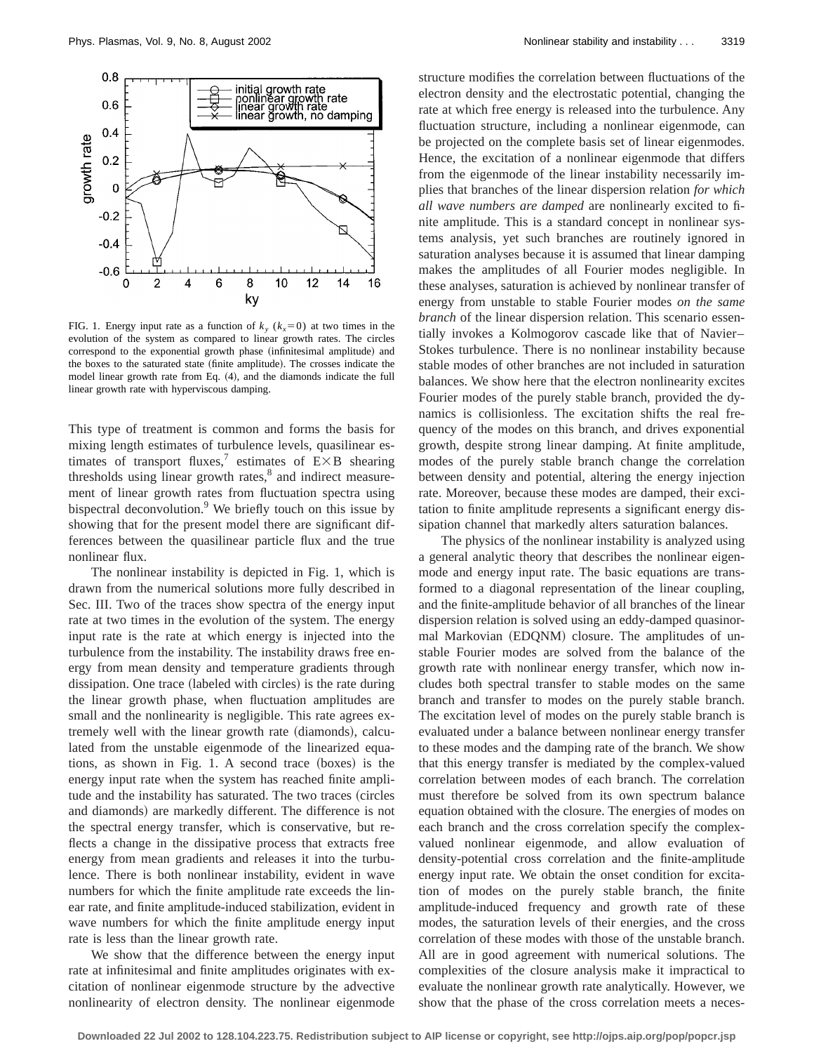0.8
0.6
0.4
0.2
0
-0.2
-0.4
-0.6
growth rate
0 2 4 6 8 10 12 14 16
ky
initial growth rate
nonlinear growth rate
linear growth rate
linear growth, no damping

FIG. 1. Energy input rate as a function of $k_y$ ($k_x=0$) at two times in the evolution of the system as compared to linear growth rates. The circles correspond to the exponential growth phase (infinitesimal amplitude) and the boxes to the saturated state (finite amplitude). The crosses indicate the model linear growth rate from Eq. (4), and the diamonds indicate the full linear growth rate with hyperviscous damping.

This type of treatment is common and forms the basis for mixing length estimates of turbulence levels, quasilinear estimates of transport fluxes,[7] estimates of E×B shearing thresholds using linear growth rates,[8] and indirect measurement of linear growth rates from fluctuation spectra using bispectral deconvolution.[9] We briefly touch on this issue by showing that for the present model there are significant differences between the quasilinear particle flux and the true nonlinear flux.

The nonlinear instability is depicted in Fig. 1, which is drawn from the numerical solutions more fully described in Sec. III. Two of the traces show spectra of the energy input rate at two times in the evolution of the system. The energy input rate is the rate at which energy is injected into the turbulence from the instability. The instability draws free energy from mean density and temperature gradients through dissipation. One trace (labeled with circles) is the rate during the linear growth phase, when fluctuation amplitudes are small and the nonlinearity is negligible. This rate agrees extremely well with the linear growth rate (diamonds), calculated from the unstable eigenmode of the linearized equations, as shown in Fig. 1. A second trace (boxes) is the energy input rate when the system has reached finite amplitude and the instability has saturated. The two traces (circles and diamonds) are markedly different. The difference is not the spectral energy transfer, which is conservative, but reflects a change in the dissipative process that extracts free energy from mean gradients and releases it into the turbulence. There is both nonlinear instability, evident in wave numbers for which the finite amplitude rate exceeds the linear rate, and finite amplitude-induced stabilization, evident in wave numbers for which the finite amplitude energy input rate is less than the linear growth rate.

We show that the difference between the energy input rate at infinitesimal and finite amplitudes originates with excitation of nonlinear eigenmode structure by the advective nonlinearity of electron density. The nonlinear eigenmode structure modifies the correlation between fluctuations of the electron density and the electrostatic potential, changing the rate at which free energy is released into the turbulence. Any fluctuation structure, including a nonlinear eigenmode, can be projected on the complete basis set of linear eigenmodes. Hence, the excitation of a nonlinear eigenmode that differs from the eigenmode of the linear instability necessarily implies that branches of the linear dispersion relation *for which all wave numbers are damped* are nonlinearly excited to finite amplitude. This is a standard concept in nonlinear systems analysis, yet such branches are routinely ignored in saturation analyses because it is assumed that linear damping makes the amplitudes of all Fourier modes negligible. In these analyses, saturation is achieved by nonlinear transfer of energy from unstable to stable Fourier modes *on the same branch* of the linear dispersion relation. This scenario essentially invokes a Kolmogorov cascade like that of Navier–Stokes turbulence. There is no nonlinear instability because stable modes of other branches are not included in saturation balances. We show here that the electron nonlinearity excites Fourier modes of the purely stable branch, provided the dynamics is collisionless. The excitation shifts the real frequency of the modes on this branch, and drives exponential growth, despite strong linear damping. At finite amplitude, modes of the purely stable branch change the correlation between density and potential, altering the energy injection rate. Moreover, because these modes are damped, their excitation to finite amplitude represents a significant energy dissipation channel that markedly alters saturation balances.

The physics of the nonlinear instability is analyzed using a general analytic theory that describes the nonlinear eigenmode and energy input rate. The basic equations are transformed to a diagonal representation of the linear coupling, and the finite-amplitude behavior of all branches of the linear dispersion relation is solved using an eddy-damped quasinormal Markovian (EDQNM) closure. The amplitudes of unstable Fourier modes are solved from the balance of the growth rate with nonlinear energy transfer, which now includes both spectral transfer to stable modes on the same branch and transfer to modes on the purely stable branch. The excitation level of modes on the purely stable branch is evaluated under a balance between nonlinear energy transfer to these modes and the damping rate of the branch. We show that this energy transfer is mediated by the complex-valued correlation between modes of each branch. The correlation must therefore be solved from its own spectrum balance equation obtained with the closure. The energies of modes on each branch and the cross correlation specify the complex-valued nonlinear eigenmode, and allow evaluation of density-potential cross correlation and the finite-amplitude energy input rate. We obtain the onset condition for excitation of modes on the purely stable branch, the finite amplitude-induced frequency and growth rate of these modes, the saturation levels of their energies, and the cross correlation of these modes with those of the unstable branch. All are in good agreement with numerical solutions. The complexities of the closure analysis make it impractical to evaluate the nonlinear growth rate analytically. However, we show that the phase of the cross correlation meets a neces-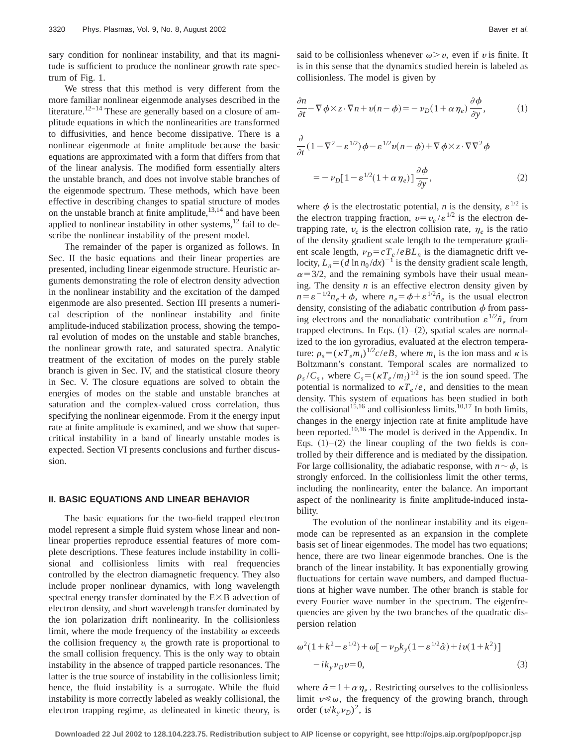sary condition for nonlinear instability, and that its magnitude is sufficient to produce the nonlinear growth rate spectrum of Fig. 1.

We stress that this method is very different from the more familiar nonlinear eigenmode analyses described in the literature.[12–14] These are generally based on a closure of amplitude equations in which the nonlinearities are transformed to diffusivities, and hence become dissipative. There is a nonlinear eigenmode at finite amplitude because the basic equations are approximated with a form that differs from that of the linear analysis. The modified form essentially alters the unstable branch, and does not involve stable branches of the eigenmode spectrum. These methods, which have been effective in describing changes to spatial structure of modes on the unstable branch at finite amplitude,[13,14] and have been applied to nonlinear instability in other systems,[12] fail to describe the nonlinear instability of the present model.

The remainder of the paper is organized as follows. In Sec. II the basic equations and their linear properties are presented, including linear eigenmode structure. Heuristic arguments demonstrating the role of electron density advection in the nonlinear instability and the excitation of the damped eigenmode are also presented. Section III presents a numerical description of the nonlinear instability and finite amplitude-induced stabilization process, showing the temporal evolution of modes on the unstable and stable branches, the nonlinear growth rate, and saturated spectra. Analytic treatment of the excitation of modes on the purely stable branch is given in Sec. IV, and the statistical closure theory in Sec. V. The closure equations are solved to obtain the energies of modes on the stable and unstable branches at saturation and the complex-valued cross correlation, thus specifying the nonlinear eigenmode. From it the energy input rate at finite amplitude is examined, and we show that supercritical instability in a band of linearly unstable modes is expected. Section VI presents conclusions and further discussion.

## II. BASIC EQUATIONS AND LINEAR BEHAVIOR

The basic equations for the two-field trapped electron model represent a simple fluid system whose linear and nonlinear properties reproduce essential features of more complete descriptions. These features include instability in collisional and collisionless limits with real frequencies controlled by the electron diamagnetic frequency. They also include proper nonlinear dynamics, with long wavelength spectral energy transfer dominated by the E×B advection of electron density, and short wavelength transfer dominated by the ion polarization drift nonlinearity. In the collisionless limit, where the mode frequency of the instability $\omega$ exceeds the collision frequency $\upsilon$, the growth rate is proportional to the small collision frequency. This is the only way to obtain instability in the absence of trapped particle resonances. The latter is the true source of instability in the collisionless limit; hence, the fluid instability is a surrogate. While the fluid instability is more correctly labeled as weakly collisional, the electron trapping regime, as delineated in kinetic theory, is said to be collisionless whenever $\omega > \upsilon$, even if $\upsilon$ is finite. It is in this sense that the dynamics studied herein is labeled as collisionless. The model is given by

$$\frac{\partial n}{\partial t} - \nabla\phi \times z \cdot \nabla n + \upsilon(n-\phi) = -\nu_D(1+\alpha\eta_e)\frac{\partial \phi}{\partial y}, \tag{1}$$

$$\frac{\partial}{\partial t}(1-\nabla^2-\varepsilon^{1/2})\phi - \varepsilon^{1/2}\upsilon(n-\phi) + \nabla\phi\times z\cdot\nabla\nabla^2\phi$$
$$= -\nu_D[1-\varepsilon^{1/2}(1+\alpha\eta_e)]\frac{\partial\phi}{\partial y}, \tag{2}$$

where $\phi$ is the electrostatic potential, $n$ is the density, $\varepsilon^{1/2}$ is the electron trapping fraction, $\upsilon = \upsilon_e/\varepsilon^{1/2}$ is the electron detrapping rate, $\upsilon_e$ is the electron collision rate, $\eta_e$ is the ratio of the density gradient scale length to the temperature gradient scale length, $\nu_D = cT_e/eBL_n$ is the diamagnetic drift velocity, $L_n = (d\ln n_0/dx)^{-1}$ is the density gradient scale length, $\alpha = 3/2$, and the remaining symbols have their usual meaning. The density $n$ is an effective electron density given by $n = \varepsilon^{-1/2}n_e + \phi$, where $n_e = \phi + \varepsilon^{1/2}\hat{n}_e$ is the usual electron density, consisting of the adiabatic contribution $\phi$ from passing electrons and the nonadiabatic contribution $\varepsilon^{1/2}\hat{n}_e$ from trapped electrons. In Eqs. (1)–(2), spatial scales are normalized to the ion gyroradius, evaluated at the electron temperature: $\rho_s = (\kappa T_e m_i)^{1/2}c/eB$, where $m_i$ is the ion mass and $\kappa$ is Boltzmann's constant. Temporal scales are normalized to $\rho_s/C_s$, where $C_s = (\kappa T_e/m_i)^{1/2}$ is the ion sound speed. The potential is normalized to $\kappa T_e/e$, and densities to the mean density. This system of equations has been studied in both the collisional[15,16] and collisionless limits.[10,17] In both limits, changes in the energy injection rate at finite amplitude have been reported.[10,16] The model is derived in the Appendix. In Eqs. (1)–(2) the linear coupling of the two fields is controlled by their difference and is mediated by the dissipation. For large collisionality, the adiabatic response, with $n \sim \phi$, is strongly enforced. In the collisionless limit the other terms, including the nonlinearity, enter the balance. An important aspect of the nonlinearity is finite amplitude-induced instability.

The evolution of the nonlinear instability and its eigenmode can be represented as an expansion in the complete basis set of linear eigenmodes. The model has two equations; hence, there are two linear eigenmode branches. One is the branch of the linear instability. It has exponentially growing fluctuations for certain wave numbers, and damped fluctuations at higher wave number. The other branch is stable for every Fourier wave number in the spectrum. The eigenfrequencies are given by the two branches of the quadratic dispersion relation

$$\omega^2(1+k^2-\varepsilon^{1/2}) + \omega[-\nu_D k_y(1-\varepsilon^{1/2}\hat{\alpha}) + i\upsilon(1+k^2)]$$
$$-ik_y\nu_D\upsilon = 0, \tag{3}$$

where $\hat{\alpha} = 1+\alpha\eta_e$. Restricting ourselves to the collisionless limit $\upsilon \ll \omega$, the frequency of the growing branch, through order $(\upsilon/k_y\nu_D)^2$, is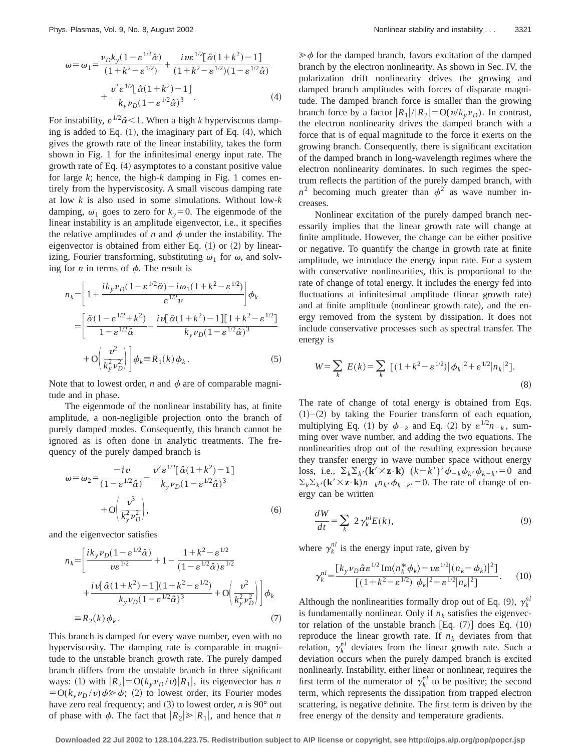$$\omega=\omega_1=\frac{\nu_D k_y(1-\varepsilon^{1/2}\hat{\alpha})}{(1+k^2-\varepsilon^{1/2})}+\frac{i v\varepsilon^{1/2}[\hat{\alpha}(1+k^2)-1]}{(1+k^2-\varepsilon^{1/2})(1-\varepsilon^{1/2}\hat{\alpha})}+\frac{v^2\varepsilon^{1/2}[\hat{\alpha}(1+k^2)-1]}{k_y\nu_D(1-\varepsilon^{1/2}\hat{\alpha})^3}. \tag{4}$$

For instability, $\varepsilon^{1/2}\hat{\alpha}<1$. When a high $k$ hyperviscous damping is added to Eq. (1), the imaginary part of Eq. (4), which gives the growth rate of the linear instability, takes the form shown in Fig. 1 for the infinitesimal energy input rate. The growth rate of Eq. (4) asymptotes to a constant positive value for large $k$; hence, the high-$k$ damping in Fig. 1 comes entirely from the hyperviscosity. A small viscous damping rate at low $k$ is also used in some simulations. Without low-$k$ damping, $\omega_1$ goes to zero for $k_y=0$. The eigenmode of the linear instability is an amplitude eigenvector, i.e., it specifies the relative amplitudes of $n$ and $\phi$ under the instability. The eigenvector is obtained from either Eq. (1) or (2) by linearizing, Fourier transforming, substituting $\omega_1$ for $\omega$, and solving for $n$ in terms of $\phi$. The result is

$$\begin{aligned}n_k&=\left[1+\frac{ik_y\nu_D(1-\varepsilon^{1/2}\hat{\alpha})-i\omega_1(1+k^2-\varepsilon^{1/2})}{\varepsilon^{1/2}v}\right]\phi_k\\&=\left[\frac{\hat{\alpha}(1-\varepsilon^{1/2}+k^2)}{1-\varepsilon^{1/2}\hat{\alpha}}-\frac{iv[\hat{\alpha}(1+k^2)-1][1+k^2-\varepsilon^{1/2}]}{k_y\nu_D(1-\varepsilon^{1/2}\hat{\alpha})^3}+\mathrm{O}\left(\frac{v^2}{k_y^2\nu_D^2}\right)\right]\phi_k\equiv R_1(k)\phi_k.\end{aligned} \tag{5}$$

Note that to lowest order, $n$ and $\phi$ are of comparable magnitude and in phase.

The eigenmode of the nonlinear instability has, at finite amplitude, a non-negligible projection onto the branch of purely damped modes. Consequently, this branch cannot be ignored as is often done in analytic treatments. The frequency of the purely damped branch is

$$\omega=\omega_2=\frac{-iv}{(1-\varepsilon^{1/2}\hat{\alpha})}-\frac{v^2\varepsilon^{1/2}[\hat{\alpha}(1+k^2)-1]}{k_y\nu_D(1-\varepsilon^{1/2}\hat{\alpha})^3}+\mathrm{O}\left(\frac{v^3}{k_y^2\nu_D^2}\right), \tag{6}$$

and the eigenvector satisfies

$$\begin{aligned}n_k&=\left[\frac{ik_y\nu_D(1-\varepsilon^{1/2}\hat{\alpha})}{v\varepsilon^{1/2}}+1-\frac{1+k^2-\varepsilon^{1/2}}{(1-\varepsilon^{1/2}\hat{\alpha})\varepsilon^{1/2}}+\frac{iv[\hat{\alpha}(1+k^2)-1](1+k^2-\varepsilon^{1/2})}{k_y\nu_D(1-\varepsilon^{1/2}\hat{\alpha})^3}+\mathrm{O}\left(\frac{v^2}{k_y^2\nu_D^2}\right)\right]\phi_k\\&\equiv R_2(k)\phi_k.\end{aligned} \tag{7}$$

This branch is damped for every wave number, even with no hyperviscosity. The damping rate is comparable in magnitude to the unstable branch growth rate. The purely damped branch differs from the unstable branch in three significant ways: (1) with $|R_2|=\mathrm{O}(k_y\nu_D/v)|R_1|$, its eigenvector has $n=\mathrm{O}(k_y\nu_D/v)\phi\gg\phi$; (2) to lowest order, its Fourier modes have zero real frequency; and (3) to lowest order, $n$ is 90° out of phase with $\phi$. The fact that $|R_2|\gg|R_1|$, and hence that $n\gg\phi$ for the damped branch, favors excitation of the damped branch by the electron nonlinearity. As shown in Sec. IV, the polarization drift nonlinearity drives the growing and damped branch amplitudes with forces of disparate magnitude. The damped branch force is smaller than the growing branch force by a factor $|R_1|/|R_2|=\mathrm{O}(v/k_y\nu_D)$. In contrast, the electron nonlinearity drives the damped branch with a force that is of equal magnitude to the force it exerts on the growing branch. Consequently, there is significant excitation of the damped branch in long-wavelength regimes where the electron nonlinearity dominates. In such regimes the spectrum reflects the partition of the purely damped branch, with $n^2$ becoming much greater than $\phi^2$ as wave number increases.

Nonlinear excitation of the purely damped branch necessarily implies that the linear growth rate will change at finite amplitude. However, the change can be either positive or negative. To quantify the change in growth rate at finite amplitude, we introduce the energy input rate. For a system with conservative nonlinearities, this is proportional to the rate of change of total energy. It includes the energy fed into fluctuations at infinitesimal amplitude (linear growth rate) and at finite amplitude (nonlinear growth rate), and the energy removed from the system by dissipation. It does not include conservative processes such as spectral transfer. The energy is

$$W=\sum_k E(k)=\sum_k\left[(1+k^2-\varepsilon^{1/2})|\phi_k|^2+\varepsilon^{1/2}|n_k|^2\right]. \tag{8}$$

The rate of change of total energy is obtained from Eqs. (1)–(2) by taking the Fourier transform of each equation, multiplying Eq. (1) by $\phi_{-k}$ and Eq. (2) by $\varepsilon^{1/2}n_{-k}$, summing over wave number, and adding the two equations. The nonlinearities drop out of the resulting expression because they transfer energy in wave number space without energy loss, i.e., $\sum_k\sum_{k'}(\mathbf{k}'\times\mathbf{z}\cdot\mathbf{k})\ (k-k')^2\phi_{-k}\phi_{k'}\phi_{k-k'}=0$ and $\sum_k\sum_{k'}(\mathbf{k}'\times\mathbf{z}\cdot\mathbf{k})n_{-k}n_{k'}\phi_{k-k'}=0$. The rate of change of energy can be written

$$\frac{dW}{dt}=\sum_k 2\gamma_k^{nl}E(k), \tag{9}$$

where $\gamma_k^{nl}$ is the energy input rate, given by

$$\gamma_k^{nl}=\frac{[k_y\nu_D\hat{\alpha}\varepsilon^{1/2}\,\mathrm{Im}\langle n_k^*\phi_k\rangle-v\varepsilon^{1/2}|(n_k-\phi_k)|^2]}{[(1+k^2-\varepsilon^{1/2})|\phi_k|^2+\varepsilon^{1/2}|n_k|^2]}. \tag{10}$$

Although the nonlinearities formally drop out of Eq. (9), $\gamma_k^{nl}$ is fundamentally nonlinear. Only if $n_k$ satisfies the eigenvector relation of the unstable branch [Eq. (7)] does Eq. (10) reproduce the linear growth rate. If $n_k$ deviates from that relation, $\gamma_k^{nl}$ deviates from the linear growth rate. Such a deviation occurs when the purely damped branch is excited nonlinearly. Instability, either linear or nonlinear, requires the first term of the numerator of $\gamma_k^{nl}$ to be positive; the second term, which represents the dissipation from trapped electron scattering, is negative definite. The first term is driven by the free energy of the density and temperature gradients.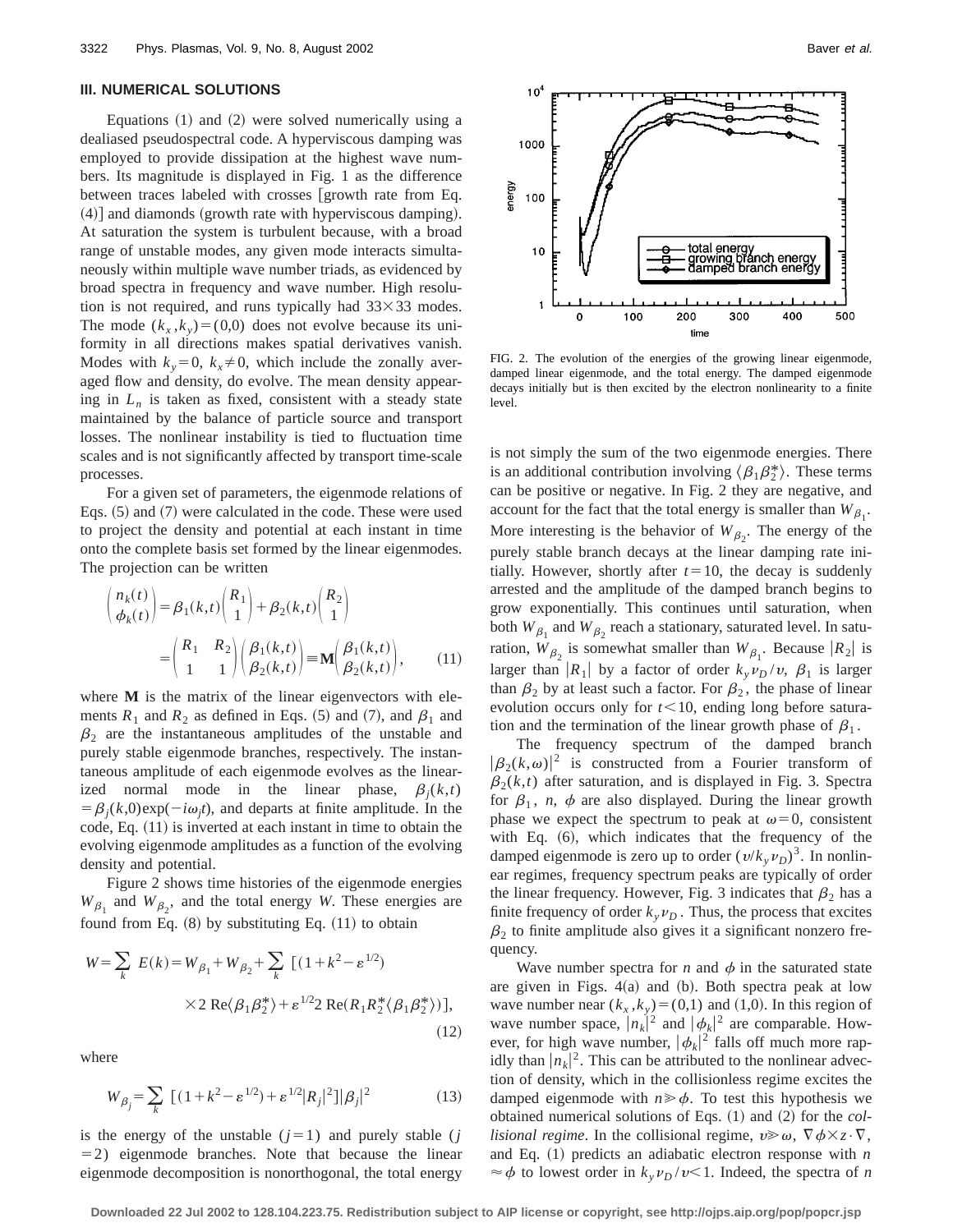## III. NUMERICAL SOLUTIONS

Equations (1) and (2) were solved numerically using a dealiased pseudospectral code. A hyperviscous damping was employed to provide dissipation at the highest wave numbers. Its magnitude is displayed in Fig. 1 as the difference between traces labeled with crosses [growth rate from Eq. (4)] and diamonds (growth rate with hyperviscous damping). At saturation the system is turbulent because, with a broad range of unstable modes, any given mode interacts simultaneously within multiple wave number triads, as evidenced by broad spectra in frequency and wave number. High resolution is not required, and runs typically had $33\times 33$ modes. The mode $(k_x,k_y)=(0,0)$ does not evolve because its uniformity in all directions makes spatial derivatives vanish. Modes with $k_y=0$, $k_x\neq 0$, which include the zonally averaged flow and density, do evolve. The mean density appearing in $L_n$ is taken as fixed, consistent with a steady state maintained by the balance of particle source and transport losses. The nonlinear instability is tied to fluctuation time scales and is not significantly affected by transport time-scale processes.

For a given set of parameters, the eigenmode relations of Eqs. (5) and (7) were calculated in the code. These were used to project the density and potential at each instant in time onto the complete basis set formed by the linear eigenmodes. The projection can be written

$$
\begin{pmatrix} n_k(t) \\ \phi_k(t) \end{pmatrix} = \beta_1(k,t)\begin{pmatrix} R_1 \\ 1 \end{pmatrix} + \beta_2(k,t)\begin{pmatrix} R_2 \\ 1 \end{pmatrix}
= \begin{pmatrix} R_1 & R_2 \\ 1 & 1 \end{pmatrix}\begin{pmatrix} \beta_1(k,t) \\ \beta_2(k,t) \end{pmatrix} \equiv \mathbf{M}\begin{pmatrix} \beta_1(k,t) \\ \beta_2(k,t) \end{pmatrix}, \tag{11}
$$

where $\mathbf{M}$ is the matrix of the linear eigenvectors with elements $R_1$ and $R_2$ as defined in Eqs. (5) and (7), and $\beta_1$ and $\beta_2$ are the instantaneous amplitudes of the unstable and purely stable eigenmode branches, respectively. The instantaneous amplitude of each eigenmode evolves as the linearized normal mode in the linear phase, $\beta_j(k,t)=\beta_j(k,0)\exp(-i\omega_j t)$, and departs at finite amplitude. In the code, Eq. (11) is inverted at each instant in time to obtain the evolving eigenmode amplitudes as a function of the evolving density and potential.

Figure 2 shows time histories of the eigenmode energies $W_{\beta_1}$ and $W_{\beta_2}$, and the total energy $W$. These energies are found from Eq. (8) by substituting Eq. (11) to obtain

$$
W=\sum_k E(k) = W_{\beta_1}+W_{\beta_2}+\sum_k \left[(1+k^2-\varepsilon^{1/2}) \times 2\,\mathrm{Re}\langle\beta_1\beta_2^*\rangle + \varepsilon^{1/2} 2\,\mathrm{Re}(R_1R_2^*\langle\beta_1\beta_2^*\rangle)\right], \tag{12}
$$

where

$$
W_{\beta_j}=\sum_k \left[(1+k^2-\varepsilon^{1/2})+\varepsilon^{1/2}|R_j|^2\right]|\beta_j|^2 \tag{13}
$$

is the energy of the unstable ($j=1$) and purely stable ($j=2$) eigenmode branches. Note that because the linear eigenmode decomposition is nonorthogonal, the total energy is not simply the sum of the two eigenmode energies. There is an additional contribution involving $\langle\beta_1\beta_2^*\rangle$. These terms can be positive or negative. In Fig. 2 they are negative, and account for the fact that the total energy is smaller than $W_{\beta_1}$. More interesting is the behavior of $W_{\beta_2}$. The energy of the purely stable branch decays at the linear damping rate initially. However, shortly after $t=10$, the decay is suddenly arrested and the amplitude of the damped branch begins to grow exponentially. This continues until saturation, when both $W_{\beta_1}$ and $W_{\beta_2}$ reach a stationary, saturated level. In saturation, $W_{\beta_2}$ is somewhat smaller than $W_{\beta_1}$. Because $|R_2|$ is larger than $|R_1|$ by a factor of order $k_y\nu_D/\upsilon$, $\beta_1$ is larger than $\beta_2$ by at least such a factor. For $\beta_2$, the phase of linear evolution occurs only for $t<10$, ending long before saturation and the termination of the linear growth phase of $\beta_1$.

FIG. 2. The evolution of the energies of the growing linear eigenmode, damped linear eigenmode, and the total energy. The damped eigenmode decays initially but is then excited by the electron nonlinearity to a finite level.

The frequency spectrum of the damped branch $|\beta_2(k,\omega)|^2$ is constructed from a Fourier transform of $\beta_2(k,t)$ after saturation, and is displayed in Fig. 3. Spectra for $\beta_1$, $n$, $\phi$ are also displayed. During the linear growth phase we expect the spectrum to peak at $\omega=0$, consistent with Eq. (6), which indicates that the frequency of the damped eigenmode is zero up to order $(\upsilon/k_y\nu_D)^3$. In nonlinear regimes, frequency spectrum peaks are typically of order the linear frequency. However, Fig. 3 indicates that $\beta_2$ has a finite frequency of order $k_y\nu_D$. Thus, the process that excites $\beta_2$ to finite amplitude also gives it a significant nonzero frequency.

Wave number spectra for $n$ and $\phi$ in the saturated state are given in Figs. 4(a) and (b). Both spectra peak at low wave number near $(k_x,k_y)=(0,1)$ and $(1,0)$. In this region of wave number space, $|n_k|^2$ and $|\phi_k|^2$ are comparable. However, for high wave number, $|\phi_k|^2$ falls off much more rapidly than $|n_k|^2$. This can be attributed to the nonlinear advection of density, which in the collisionless regime excites the damped eigenmode with $n\gg\phi$. To test this hypothesis we obtained numerical solutions of Eqs. (1) and (2) for the *collisional regime*. In the collisional regime, $\upsilon\gg\omega$, $\nabla\phi\times z\cdot\nabla$, and Eq. (1) predicts an adiabatic electron response with $n\approx\phi$ to lowest order in $k_y\nu_D/\upsilon<1$. Indeed, the spectra of $n$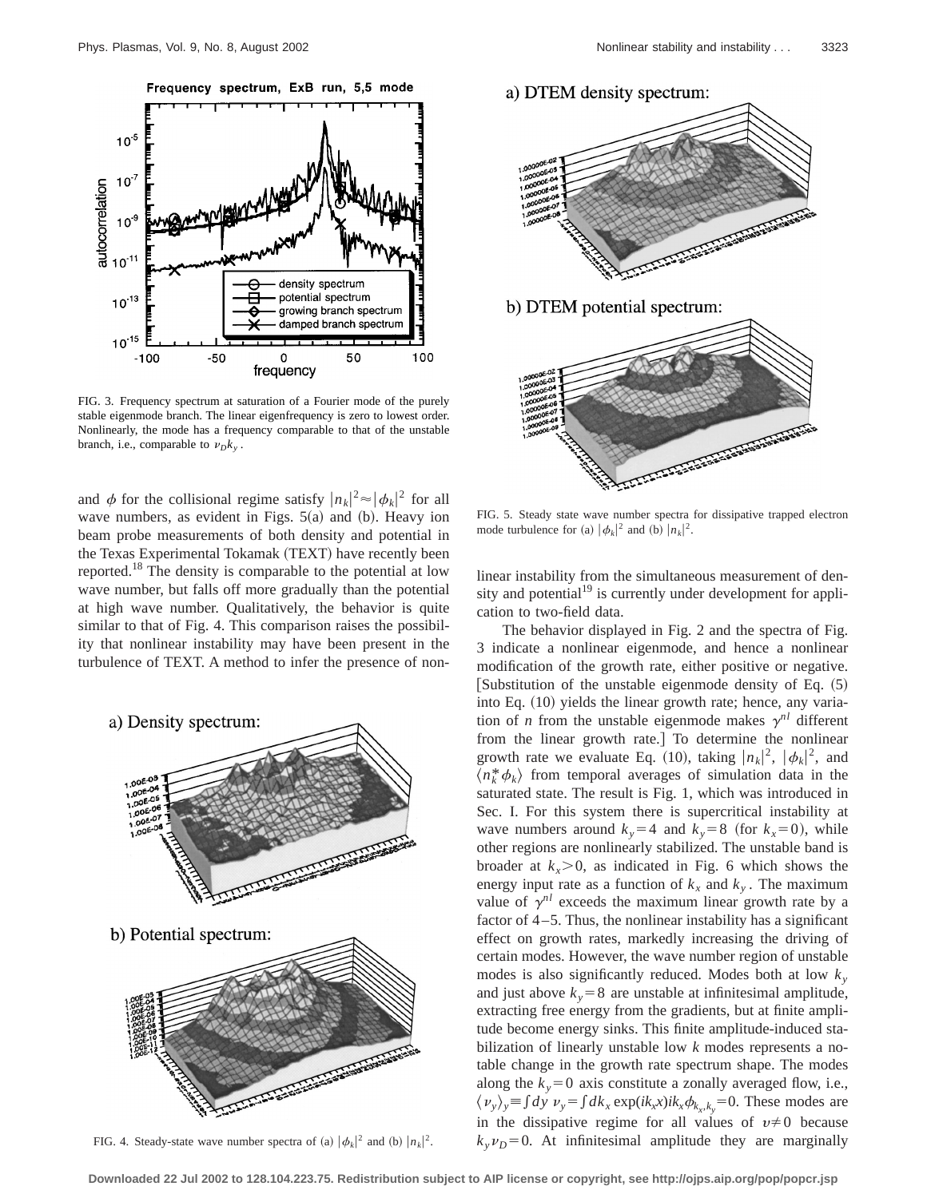FIG. 3. Frequency spectrum at saturation of a Fourier mode of the purely stable eigenmode branch. The linear eigenfrequency is zero to lowest order. Nonlinearly, the mode has a frequency comparable to that of the unstable branch, i.e., comparable to $\nu_D k_y$.

and $\phi$ for the collisional regime satisfy $|n_k|^2 \approx |\phi_k|^2$ for all wave numbers, as evident in Figs. 5(a) and (b). Heavy ion beam probe measurements of both density and potential in the Texas Experimental Tokamak (TEXT) have recently been reported.[18] The density is comparable to the potential at low wave number, but falls off more gradually than the potential at high wave number. Qualitatively, the behavior is quite similar to that of Fig. 4. This comparison raises the possibility that nonlinear instability may have been present in the turbulence of TEXT. A method to infer the presence of nonlinear instability from the simultaneous measurement of density and potential[19] is currently under development for application to two-field data.

FIG. 4. Steady-state wave number spectra of (a) $|\phi_k|^2$ and (b) $|n_k|^2$.

FIG. 5. Steady state wave number spectra for dissipative trapped electron mode turbulence for (a) $|\phi_k|^2$ and (b) $|n_k|^2$.

The behavior displayed in Fig. 2 and the spectra of Fig. 3 indicate a nonlinear eigenmode, and hence a nonlinear modification of the growth rate, either positive or negative. [Substitution of the unstable eigenmode density of Eq. (5) into Eq. (10) yields the linear growth rate; hence, any variation of $n$ from the unstable eigenmode makes $\gamma^{nl}$ different from the linear growth rate.] To determine the nonlinear growth rate we evaluate Eq. (10), taking $|n_k|^2$, $|\phi_k|^2$, and $\langle n_k^* \phi_k \rangle$ from temporal averages of simulation data in the saturated state. The result is Fig. 1, which was introduced in Sec. I. For this system there is supercritical instability at wave numbers around $k_y=4$ and $k_y=8$ (for $k_x=0$), while other regions are nonlinearly stabilized. The unstable band is broader at $k_x>0$, as indicated in Fig. 6 which shows the energy input rate as a function of $k_x$ and $k_y$. The maximum value of $\gamma^{nl}$ exceeds the maximum linear growth rate by a factor of 4–5. Thus, the nonlinear instability has a significant effect on growth rates, markedly increasing the driving of certain modes. However, the wave number region of unstable modes is also significantly reduced. Modes both at low $k_y$ and just above $k_y=8$ are unstable at infinitesimal amplitude, extracting free energy from the gradients, but at finite amplitude become energy sinks. This finite amplitude-induced stabilization of linearly unstable low $k$ modes represents a notable change in the growth rate spectrum shape. The modes along the $k_y=0$ axis constitute a zonally averaged flow, i.e., $\langle v_y \rangle_y \equiv \int dy\ v_y = \int dk_x \exp(ik_x x) ik_x \phi_{k_x,k_y}=0$. These modes are in the dissipative regime for all values of $v \neq 0$ because $k_y \nu_D = 0$. At infinitesimal amplitude they are marginally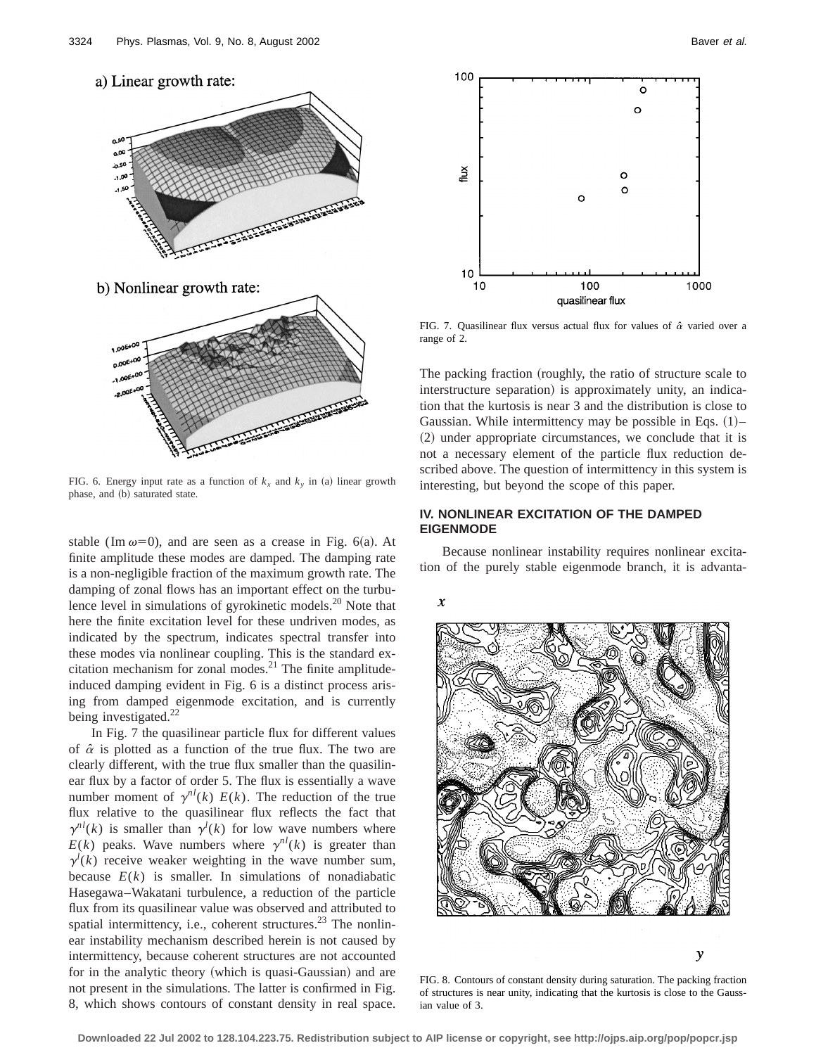FIG. 6. Energy input rate as a function of $k_x$ and $k_y$ in (a) linear growth phase, and (b) saturated state.

stable (Im $\omega$=0), and are seen as a crease in Fig. 6(a). At finite amplitude these modes are damped. The damping rate is a non-negligible fraction of the maximum growth rate. The damping of zonal flows has an important effect on the turbulence level in simulations of gyrokinetic models.[20] Note that here the finite excitation level for these undriven modes, as indicated by the spectrum, indicates spectral transfer into these modes via nonlinear coupling. This is the standard excitation mechanism for zonal modes.[21] The finite amplitude-induced damping evident in Fig. 6 is a distinct process arising from damped eigenmode excitation, and is currently being investigated.[22]

In Fig. 7 the quasilinear particle flux for different values of $\hat{\alpha}$ is plotted as a function of the true flux. The two are clearly different, with the true flux smaller than the quasilinear flux by a factor of order 5. The flux is essentially a wave number moment of $\gamma^{nl}(k)\ E(k)$. The reduction of the true flux relative to the quasilinear flux reflects the fact that $\gamma^{nl}(k)$ is smaller than $\gamma^{l}(k)$ for low wave numbers where $E(k)$ peaks. Wave numbers where $\gamma^{nl}(k)$ is greater than $\gamma^{l}(k)$ receive weaker weighting in the wave number sum, because $E(k)$ is smaller. In simulations of nonadiabatic Hasegawa–Wakatani turbulence, a reduction of the particle flux from its quasilinear value was observed and attributed to spatial intermittency, i.e., coherent structures.[23] The nonlinear instability mechanism described herein is not caused by intermittency, because coherent structures are not accounted for in the analytic theory (which is quasi-Gaussian) and are not present in the simulations. The latter is confirmed in Fig. 8, which shows contours of constant density in real space. The packing fraction (roughly, the ratio of structure scale to interstructure separation) is approximately unity, an indication that the kurtosis is near 3 and the distribution is close to Gaussian. While intermittency may be possible in Eqs. (1)–(2) under appropriate circumstances, we conclude that it is not a necessary element of the particle flux reduction described above. The question of intermittency in this system is interesting, but beyond the scope of this paper.

FIG. 7. Quasilinear flux versus actual flux for values of $\hat{\alpha}$ varied over a range of 2.

## IV. NONLINEAR EXCITATION OF THE DAMPED EIGENMODE

Because nonlinear instability requires nonlinear excitation of the purely stable eigenmode branch, it is advanta-

FIG. 8. Contours of constant density during saturation. The packing fraction of structures is near unity, indicating that the kurtosis is close to the Gaussian value of 3.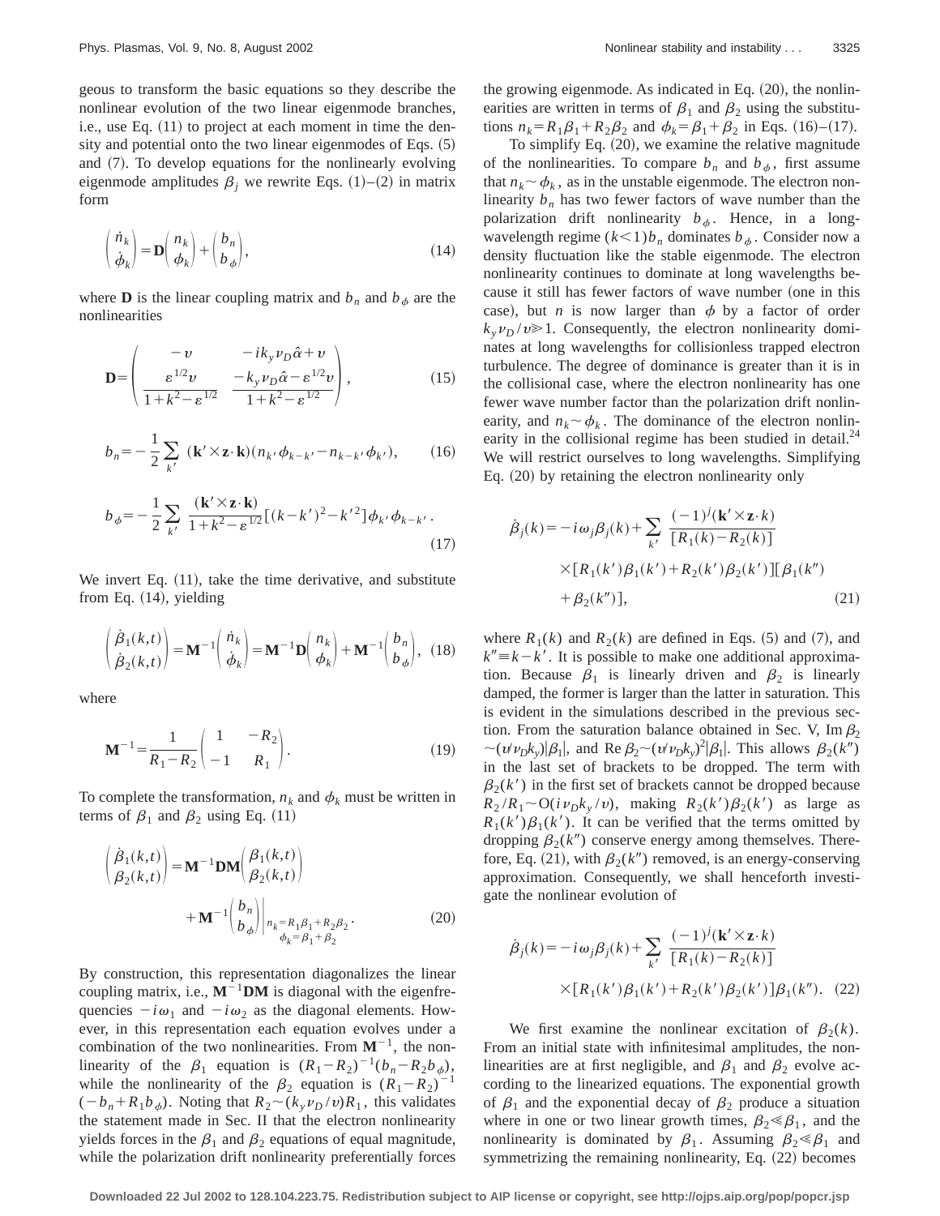geous to transform the basic equations so they describe the nonlinear evolution of the two linear eigenmode branches, i.e., use Eq. (11) to project at each moment in time the density and potential onto the two linear eigenmodes of Eqs. (5) and (7). To develop equations for the nonlinearly evolving eigenmode amplitudes $\beta_j$ we rewrite Eqs. (1)–(2) in matrix form

$$\begin{pmatrix} \dot{n}_k \\ \dot{\phi}_k \end{pmatrix} = \mathbf{D} \begin{pmatrix} n_k \\ \phi_k \end{pmatrix} + \begin{pmatrix} b_n \\ b_\phi \end{pmatrix}, \tag{14}$$

where $\mathbf{D}$ is the linear coupling matrix and $b_n$ and $b_\phi$ are the nonlinearities

$$\mathbf{D} = \begin{pmatrix} -\upsilon & -ik_y \nu_D \hat{\alpha} + \upsilon \\ \dfrac{\varepsilon^{1/2}\upsilon}{1+k^2-\varepsilon^{1/2}} & \dfrac{-k_y \nu_D \hat{\alpha} - \varepsilon^{1/2}\upsilon}{1+k^2-\varepsilon^{1/2}} \end{pmatrix}, \tag{15}$$

$$b_n = -\frac{1}{2} \sum_{k'} (\mathbf{k}' \times \mathbf{z} \cdot \mathbf{k})(n_{k'}\phi_{k-k'} - n_{k-k'}\phi_{k'}), \tag{16}$$

$$b_\phi = -\frac{1}{2} \sum_{k'} \frac{(\mathbf{k}' \times \mathbf{z} \cdot \mathbf{k})}{1+k^2-\varepsilon^{1/2}} [(k-k')^2 - k'^2] \phi_{k'} \phi_{k-k'} . \tag{17}$$

We invert Eq. (11), take the time derivative, and substitute from Eq. (14), yielding

$$\begin{pmatrix} \dot{\beta}_1(k,t) \\ \dot{\beta}_2(k,t) \end{pmatrix} = \mathbf{M}^{-1} \begin{pmatrix} \dot{n}_k \\ \dot{\phi}_k \end{pmatrix} = \mathbf{M}^{-1}\mathbf{D} \begin{pmatrix} n_k \\ \phi_k \end{pmatrix} + \mathbf{M}^{-1} \begin{pmatrix} b_n \\ b_\phi \end{pmatrix}, \tag{18}$$

where

$$\mathbf{M}^{-1} = \frac{1}{R_1 - R_2} \begin{pmatrix} 1 & -R_2 \\ -1 & R_1 \end{pmatrix}. \tag{19}$$

To complete the transformation, $n_k$ and $\phi_k$ must be written in terms of $\beta_1$ and $\beta_2$ using Eq. (11)

$$\begin{pmatrix} \dot{\beta}_1(k,t) \\ \beta_2(k,t) \end{pmatrix} = \mathbf{M}^{-1}\mathbf{D}\mathbf{M} \begin{pmatrix} \beta_1(k,t) \\ \beta_2(k,t) \end{pmatrix} + \mathbf{M}^{-1} \begin{pmatrix} b_n \\ b_\phi \end{pmatrix} \Bigg|_{\substack{n_k = R_1\beta_1 + R_2\beta_2 \\ \phi_k = \beta_1 + \beta_2}} . \tag{20}$$

By construction, this representation diagonalizes the linear coupling matrix, i.e., $\mathbf{M}^{-1}\mathbf{D}\mathbf{M}$ is diagonal with the eigenfrequencies $-i\omega_1$ and $-i\omega_2$ as the diagonal elements. However, in this representation each equation evolves under a combination of the two nonlinearities. From $\mathbf{M}^{-1}$, the nonlinearity of the $\beta_1$ equation is $(R_1-R_2)^{-1}(b_n - R_2 b_\phi)$, while the nonlinearity of the $\beta_2$ equation is $(R_1-R_2)^{-1}(-b_n + R_1 b_\phi)$. Noting that $R_2 \sim (k_y \nu_D/\upsilon) R_1$, this validates the statement made in Sec. II that the electron nonlinearity yields forces in the $\beta_1$ and $\beta_2$ equations of equal magnitude, while the polarization drift nonlinearity preferentially forces the growing eigenmode. As indicated in Eq. (20), the nonlinearities are written in terms of $\beta_1$ and $\beta_2$ using the substitutions $n_k = R_1\beta_1 + R_2\beta_2$ and $\phi_k = \beta_1 + \beta_2$ in Eqs. (16)–(17).

To simplify Eq. (20), we examine the relative magnitude of the nonlinearities. To compare $b_n$ and $b_\phi$, first assume that $n_k \sim \phi_k$, as in the unstable eigenmode. The electron nonlinearity $b_n$ has two fewer factors of wave number than the polarization drift nonlinearity $b_\phi$. Hence, in a long-wavelength regime $(k<1) b_n$ dominates $b_\phi$. Consider now a density fluctuation like the stable eigenmode. The electron nonlinearity continues to dominate at long wavelengths because it still has fewer factors of wave number (one in this case), but $n$ is now larger than $\phi$ by a factor of order $k_y \nu_D/\upsilon \gg 1$. Consequently, the electron nonlinearity dominates at long wavelengths for collisionless trapped electron turbulence. The degree of dominance is greater than it is in the collisional case, where the electron nonlinearity has one fewer wave number factor than the polarization drift nonlinearity, and $n_k \sim \phi_k$. The dominance of the electron nonlinearity in the collisional regime has been studied in detail.[24] We will restrict ourselves to long wavelengths. Simplifying Eq. (20) by retaining the electron nonlinearity only

$$\begin{aligned} \dot{\beta}_j(k) = {} & -i\omega_j \beta_j(k) + \sum_{k'} \frac{(-1)^j (\mathbf{k}' \times \mathbf{z} \cdot k)}{[R_1(k) - R_2(k)]} \\ & \times [R_1(k')\beta_1(k') + R_2(k')\beta_2(k')][\beta_1(k'') \\ & + \beta_2(k'')], \end{aligned} \tag{21}$$

where $R_1(k)$ and $R_2(k)$ are defined in Eqs. (5) and (7), and $k'' \equiv k - k'$. It is possible to make one additional approximation. Because $\beta_1$ is linearly driven and $\beta_2$ is linearly damped, the former is larger than the latter in saturation. This is evident in the simulations described in the previous section. From the saturation balance obtained in Sec. V, $\mathrm{Im}\,\beta_2 \sim (\upsilon/\nu_D k_y)|\beta_1|$, and $\mathrm{Re}\,\beta_2 \sim (\upsilon/\nu_D k_y)^2 |\beta_1|$. This allows $\beta_2(k'')$ in the last set of brackets to be dropped. The term with $\beta_2(k')$ in the first set of brackets cannot be dropped because $R_2/R_1 \sim \mathrm{O}(i\nu_D k_y/\upsilon)$, making $R_2(k')\beta_2(k')$ as large as $R_1(k')\beta_1(k')$. It can be verified that the terms omitted by dropping $\beta_2(k'')$ conserve energy among themselves. Therefore, Eq. (21), with $\beta_2(k'')$ removed, is an energy-conserving approximation. Consequently, we shall henceforth investigate the nonlinear evolution of

$$\begin{aligned} \dot{\beta}_j(k) = {} & -i\omega_j \beta_j(k) + \sum_{k'} \frac{(-1)^j (\mathbf{k}' \times \mathbf{z} \cdot k)}{[R_1(k) - R_2(k)]} \\ & \times [R_1(k')\beta_1(k') + R_2(k')\beta_2(k')]\beta_1(k''). \end{aligned} \tag{22}$$

We first examine the nonlinear excitation of $\beta_2(k)$. From an initial state with infinitesimal amplitudes, the nonlinearities are at first negligible, and $\beta_1$ and $\beta_2$ evolve according to the linearized equations. The exponential growth of $\beta_1$ and the exponential decay of $\beta_2$ produce a situation where in one or two linear growth times, $\beta_2 \ll \beta_1$, and the nonlinearity is dominated by $\beta_1$. Assuming $\beta_2 \ll \beta_1$ and symmetrizing the remaining nonlinearity, Eq. (22) becomes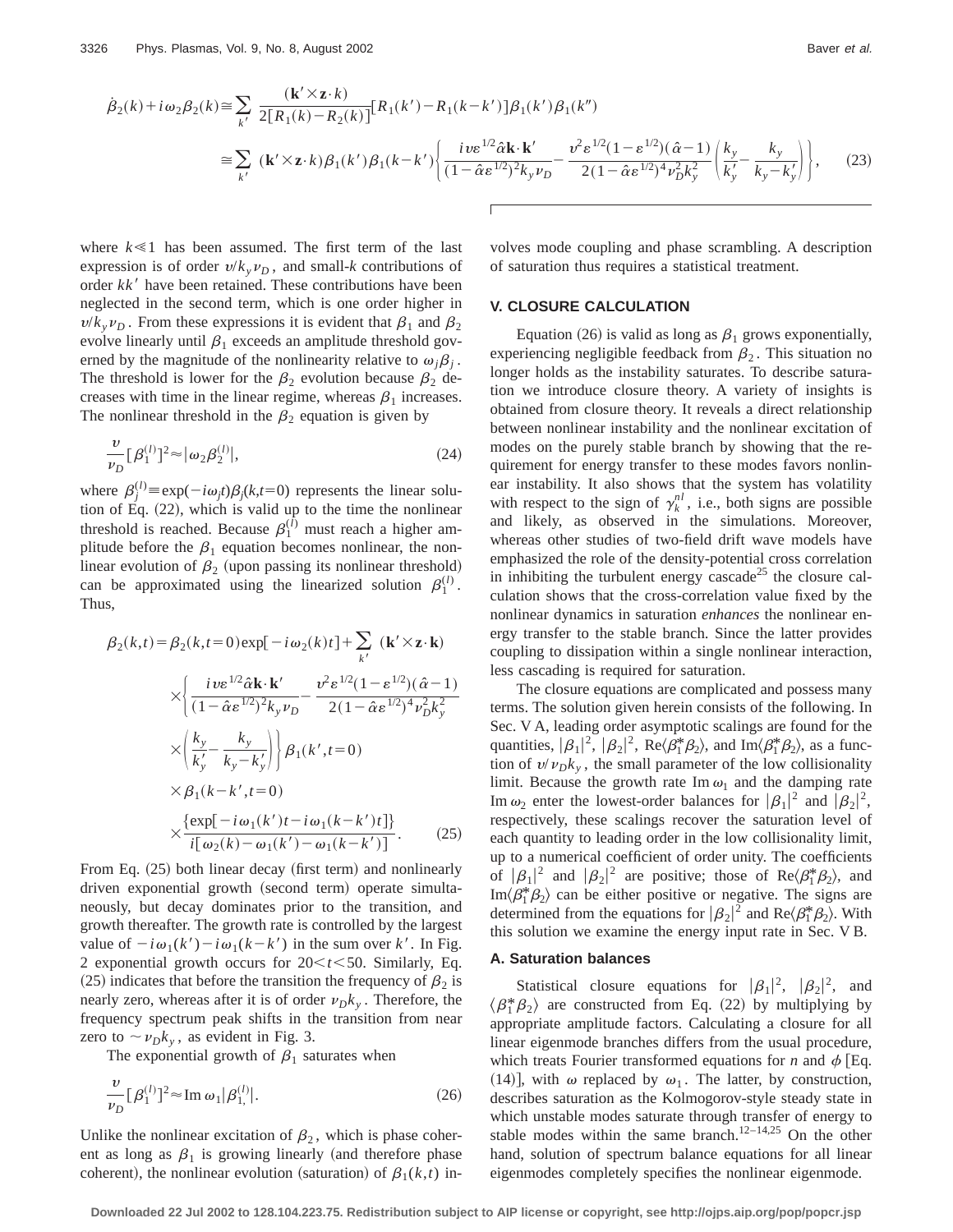$$\dot{\beta}_2(k)+i\omega_2\beta_2(k)\cong\sum_{k'}\frac{(\mathbf{k}'\times\mathbf{z}\cdot k)}{2[R_1(k)-R_2(k)]}[R_1(k')-R_1(k-k')]\beta_1(k')\beta_1(k'')$$

$$\cong\sum_{k'}(\mathbf{k}'\times\mathbf{z}\cdot k)\beta_1(k')\beta_1(k-k')\left\{\frac{iv\varepsilon^{1/2}\hat{\alpha}\mathbf{k}\cdot\mathbf{k}'}{(1-\hat{\alpha}\varepsilon^{1/2})^2k_y\nu_D}-\frac{v^2\varepsilon^{1/2}(1-\varepsilon^{1/2})(\hat{\alpha}-1)}{2(1-\hat{\alpha}\varepsilon^{1/2})^4\nu_D^2k_y^2}\left(\frac{k_y}{k_y'}-\frac{k_y}{k_y-k_y'}\right)\right\},\qquad(23)$$

where $k\ll 1$ has been assumed. The first term of the last expression is of order $v/k_y\nu_D$, and small-$k$ contributions of order $kk'$ have been retained. These contributions have been neglected in the second term, which is one order higher in $v/k_y\nu_D$. From these expressions it is evident that $\beta_1$ and $\beta_2$ evolve linearly until $\beta_1$ exceeds an amplitude threshold governed by the magnitude of the nonlinearity relative to $\omega_j\beta_j$. The threshold is lower for the $\beta_2$ evolution because $\beta_2$ decreases with time in the linear regime, whereas $\beta_1$ increases. The nonlinear threshold in the $\beta_2$ equation is given by

$$\frac{v}{\nu_D}[\beta_1^{(l)}]^2\approx|\omega_2\beta_2^{(l)}|,\qquad(24)$$

where $\beta_j^{(l)}\equiv\exp(-i\omega_jt)\beta_j(k,t=0)$ represents the linear solution of Eq. (22), which is valid up to the time the nonlinear threshold is reached. Because $\beta_1^{(l)}$ must reach a higher amplitude before the $\beta_1$ equation becomes nonlinear, the nonlinear evolution of $\beta_2$ (upon passing its nonlinear threshold) can be approximated using the linearized solution $\beta_1^{(l)}$. Thus,

$$\beta_2(k,t)=\beta_2(k,t=0)\exp[-i\omega_2(k)t]+\sum_{k'}(\mathbf{k}'\times\mathbf{z}\cdot\mathbf{k})\times\left\{\frac{iv\varepsilon^{1/2}\hat{\alpha}\mathbf{k}\cdot\mathbf{k}'}{(1-\hat{\alpha}\varepsilon^{1/2})^2k_y\nu_D}-\frac{v^2\varepsilon^{1/2}(1-\varepsilon^{1/2})(\hat{\alpha}-1)}{2(1-\hat{\alpha}\varepsilon^{1/2})^4\nu_D^2k_y^2}\times\left(\frac{k_y}{k_y'}-\frac{k_y}{k_y-k_y'}\right)\right\}\beta_1(k',t=0)\times\beta_1(k-k',t=0)\times\frac{\{\exp[-i\omega_1(k')t-i\omega_1(k-k')t]\}}{i[\omega_2(k)-\omega_1(k')-\omega_1(k-k')]}.\qquad(25)$$

From Eq. (25) both linear decay (first term) and nonlinearly driven exponential growth (second term) operate simultaneously, but decay dominates prior to the transition, and growth thereafter. The growth rate is controlled by the largest value of $-i\omega_1(k')-i\omega_1(k-k')$ in the sum over $k'$. In Fig. 2 exponential growth occurs for $20<t<50$. Similarly, Eq. (25) indicates that before the transition the frequency of $\beta_2$ is nearly zero, whereas after it is of order $\nu_Dk_y$. Therefore, the frequency spectrum peak shifts in the transition from near zero to $\sim\nu_Dk_y$, as evident in Fig. 3.

The exponential growth of $\beta_1$ saturates when

$$\frac{v}{\nu_D}[\beta_1^{(l)}]^2\approx\text{Im}\,\omega_1|\beta_{1,}^{(l)}|.\qquad(26)$$

Unlike the nonlinear excitation of $\beta_2$, which is phase coherent as long as $\beta_1$ is growing linearly (and therefore phase coherent), the nonlinear evolution (saturation) of $\beta_1(k,t)$ involves mode coupling and phase scrambling. A description of saturation thus requires a statistical treatment.

## V. CLOSURE CALCULATION

Equation (26) is valid as long as $\beta_1$ grows exponentially, experiencing negligible feedback from $\beta_2$. This situation no longer holds as the instability saturates. To describe saturation we introduce closure theory. A variety of insights is obtained from closure theory. It reveals a direct relationship between nonlinear instability and the nonlinear excitation of modes on the purely stable branch by showing that the requirement for energy transfer to these modes favors nonlinear instability. It also shows that the system has volatility with respect to the sign of $\gamma_k^{nl}$, i.e., both signs are possible and likely, as observed in the simulations. Moreover, whereas other studies of two-field drift wave models have emphasized the role of the density-potential cross correlation in inhibiting the turbulent energy cascade[25] the closure calculation shows that the cross-correlation value fixed by the nonlinear dynamics in saturation *enhances* the nonlinear energy transfer to the stable branch. Since the latter provides coupling to dissipation within a single nonlinear interaction, less cascading is required for saturation.

The closure equations are complicated and possess many terms. The solution given herein consists of the following. In Sec. V A, leading order asymptotic scalings are found for the quantities, $|\beta_1|^2$, $|\beta_2|^2$, $\text{Re}\langle\beta_1^*\beta_2\rangle$, and $\text{Im}\langle\beta_1^*\beta_2\rangle$, as a function of $v/\nu_Dk_y$, the small parameter of the low collisionality limit. Because the growth rate $\text{Im}\,\omega_1$ and the damping rate $\text{Im}\,\omega_2$ enter the lowest-order balances for $|\beta_1|^2$ and $|\beta_2|^2$, respectively, these scalings recover the saturation level of each quantity to leading order in the low collisionality limit, up to a numerical coefficient of order unity. The coefficients of $|\beta_1|^2$ and $|\beta_2|^2$ are positive; those of $\text{Re}\langle\beta_1^*\beta_2\rangle$, and $\text{Im}\langle\beta_1^*\beta_2\rangle$ can be either positive or negative. The signs are determined from the equations for $|\beta_2|^2$ and $\text{Re}\langle\beta_1^*\beta_2\rangle$. With this solution we examine the energy input rate in Sec. V B.

### A. Saturation balances

Statistical closure equations for $|\beta_1|^2$, $|\beta_2|^2$, and $\langle\beta_1^*\beta_2\rangle$ are constructed from Eq. (22) by multiplying by appropriate amplitude factors. Calculating a closure for all linear eigenmode branches differs from the usual procedure, which treats Fourier transformed equations for $n$ and $\phi$ [Eq. (14)], with $\omega$ replaced by $\omega_1$. The latter, by construction, describes saturation as the Kolmogorov-style steady state in which unstable modes saturate through transfer of energy to stable modes within the same branch.[12–14,25] On the other hand, solution of spectrum balance equations for all linear eigenmodes completely specifies the nonlinear eigenmode.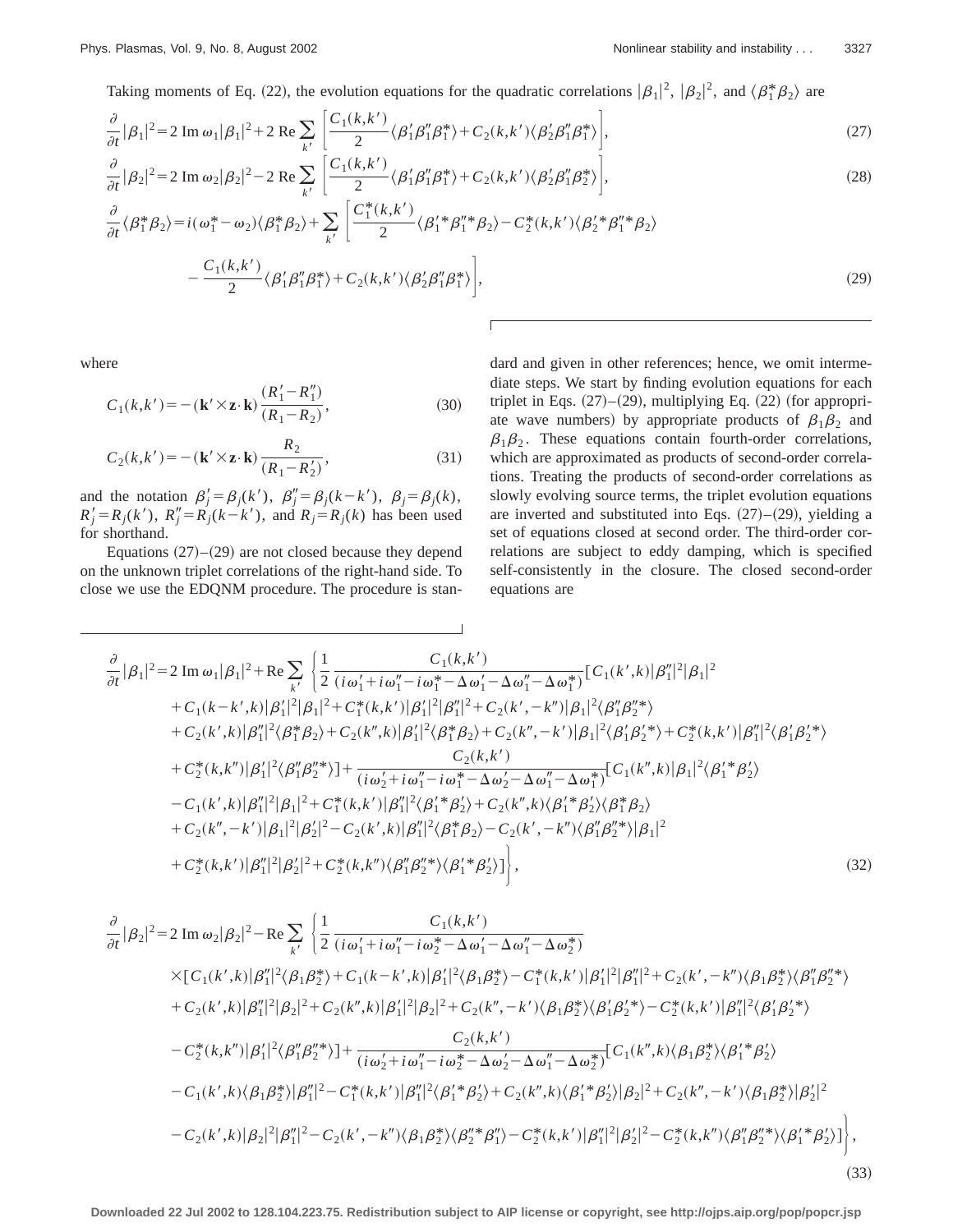Taking moments of Eq. (22), the evolution equations for the quadratic correlations $|\beta_1|^2$, $|\beta_2|^2$, and $\langle \beta_1^* \beta_2 \rangle$ are

$$\frac{\partial}{\partial t}|\beta_1|^2 = 2\,\mathrm{Im}\,\omega_1|\beta_1|^2 + 2\,\mathrm{Re}\sum_{k'}\left[\frac{C_1(k,k')}{2}\langle \beta_1'\beta_1''\beta_1^*\rangle + C_2(k,k')\langle \beta_2'\beta_1''\beta_1^*\rangle\right], \tag{27}$$

$$\frac{\partial}{\partial t}|\beta_2|^2 = 2\,\mathrm{Im}\,\omega_2|\beta_2|^2 - 2\,\mathrm{Re}\sum_{k'}\left[\frac{C_1(k,k')}{2}\langle \beta_1'\beta_1''\beta_2^*\rangle + C_2(k,k')\langle \beta_2'\beta_1''\beta_2^*\rangle\right], \tag{28}$$

$$\begin{aligned}\frac{\partial}{\partial t}\langle \beta_1^*\beta_2\rangle = {} & i(\omega_1^* - \omega_2)\langle \beta_1^*\beta_2\rangle + \sum_{k'}\left[\frac{C_1^*(k,k')}{2}\langle \beta_1'^*\beta_1''^*\beta_2\rangle - C_2^*(k,k')\langle \beta_2'^*\beta_1''^*\beta_2\rangle\right.\\ & \left. - \frac{C_1(k,k')}{2}\langle \beta_1'\beta_1''\beta_1^*\rangle + C_2(k,k')\langle \beta_2'\beta_1''\beta_1^*\rangle\right],\end{aligned} \tag{29}$$

where

$$C_1(k,k') = -(\mathbf{k}'\times\mathbf{z}\cdot\mathbf{k})\frac{(R_1'-R_1'')}{(R_1-R_2)}, \tag{30}$$

$$C_2(k,k') = -(\mathbf{k}'\times\mathbf{z}\cdot\mathbf{k})\frac{R_2}{(R_1-R_2')}, \tag{31}$$

and the notation $\beta_j' = \beta_j(k')$, $\beta_j'' = \beta_j(k-k')$, $\beta_j = \beta_j(k)$, $R_j' = R_j(k')$, $R_j'' = R_j(k-k')$, and $R_j = R_j(k)$ has been used for shorthand.

Equations (27)–(29) are not closed because they depend on the unknown triplet correlations of the right-hand side. To close we use the EDQNM procedure. The procedure is standard and given in other references; hence, we omit intermediate steps. We start by finding evolution equations for each triplet in Eqs. (27)–(29), multiplying Eq. (22) (for appropriate wave numbers) by appropriate products of $\beta_1\beta_2$ and $\beta_1\beta_2$. These equations contain fourth-order correlations, which are approximated as products of second-order correlations. Treating the products of second-order correlations as slowly evolving source terms, the triplet evolution equations are inverted and substituted into Eqs. (27)–(29), yielding a set of equations closed at second order. The third-order correlations are subject to eddy damping, which is specified self-consistently in the closure. The closed second-order equations are

$$\begin{aligned}\frac{\partial}{\partial t}|\beta_1|^2 = {} & 2\,\mathrm{Im}\,\omega_1|\beta_1|^2 + \mathrm{Re}\sum_{k'}\left\{\frac{1}{2}\frac{C_1(k,k')}{(i\omega_1'+i\omega_1''-i\omega_1^*-\Delta\omega_1'-\Delta\omega_1''-\Delta\omega_1^*)}[C_1(k',k)|\beta_1''|^2|\beta_1|^2\right.\\ & + C_1(k-k',k)|\beta_1'|^2|\beta_1|^2 + C_1^*(k,k')|\beta_1'|^2|\beta_1''|^2 + C_2(k',-k'')|\beta_1|^2\langle \beta_1''\beta_2''^*\rangle\\ & + C_2(k',k)|\beta_1''|^2\langle \beta_1^*\beta_2\rangle + C_2(k'',k)|\beta_1'|^2\langle \beta_1^*\beta_2\rangle + C_2(k'',-k')|\beta_1|^2\langle \beta_1'\beta_2'^*\rangle + C_2^*(k,k')|\beta_1''|^2\langle \beta_1'\beta_2'^*\rangle\\ & + C_2^*(k,k'')|\beta_1'|^2\langle \beta_1''\beta_2''^*\rangle] + \frac{C_2(k,k')}{(i\omega_2'+i\omega_1''-i\omega_1^*-\Delta\omega_2'-\Delta\omega_1''-\Delta\omega_1^*)}[C_1(k'',k)|\beta_1|^2\langle \beta_1'^*\beta_2'\rangle\\ & - C_1(k',k)|\beta_1''|^2|\beta_1|^2 + C_1^*(k,k')|\beta_1''|^2\langle \beta_1'^*\beta_2'\rangle + C_2(k'',k)\langle \beta_1'^*\beta_2'\rangle\langle \beta_1^*\beta_2\rangle\\ & + C_2(k'',-k')|\beta_1|^2|\beta_2'|^2 - C_2(k',k)|\beta_1''|^2\langle \beta_1^*\beta_2\rangle - C_2(k',-k'')\langle \beta_1''\beta_2''^*\rangle|\beta_1|^2\\ & \left. + C_2^*(k,k')|\beta_1''|^2|\beta_2'|^2 + C_2^*(k,k'')\langle \beta_1''\beta_2''^*\rangle\langle \beta_1'^*\beta_2'\rangle]\right\},\end{aligned} \tag{32}$$

$$\begin{aligned}\frac{\partial}{\partial t}|\beta_2|^2 = {} & 2\,\mathrm{Im}\,\omega_2|\beta_2|^2 - \mathrm{Re}\sum_{k'}\left\{\frac{1}{2}\frac{C_1(k,k')}{(i\omega_1'+i\omega_1''-i\omega_2^*-\Delta\omega_1'-\Delta\omega_1''-\Delta\omega_2^*)}\right.\\ & \times[C_1(k',k)|\beta_1''|^2\langle \beta_1\beta_2^*\rangle + C_1(k-k',k)|\beta_1'|^2\langle \beta_1\beta_2^*\rangle - C_1^*(k,k')|\beta_1'|^2|\beta_1''|^2 + C_2(k',-k'')\langle \beta_1\beta_2^*\rangle\langle \beta_1''\beta_2''^*\rangle\\ & + C_2(k',k)|\beta_1''|^2|\beta_2|^2 + C_2(k'',k)|\beta_1'|^2|\beta_2|^2 + C_2(k'',-k')\langle \beta_1\beta_2^*\rangle\langle \beta_1'\beta_2'^*\rangle - C_2^*(k,k')|\beta_1''|^2\langle \beta_1'\beta_2'^*\rangle\\ & - C_2^*(k,k'')|\beta_1'|^2\langle \beta_1''\beta_2''^*\rangle] + \frac{C_2(k,k')}{(i\omega_2'+i\omega_1''-i\omega_2^*-\Delta\omega_2'-\Delta\omega_1''-\Delta\omega_2^*)}[C_1(k'',k)\langle \beta_1\beta_2^*\rangle\langle \beta_1'^*\beta_2'\rangle\\ & - C_1(k',k)\langle \beta_1\beta_2^*\rangle|\beta_1''|^2 - C_1^*(k,k')|\beta_1''|^2\langle \beta_1'^*\beta_2'\rangle + C_2(k'',k)\langle \beta_1'^*\beta_2'\rangle|\beta_2|^2 + C_2(k'',-k')\langle \beta_1\beta_2^*\rangle|\beta_2'|^2\\ & \left. - C_2(k',k)|\beta_2|^2|\beta_1''|^2 - C_2(k',-k'')\langle \beta_1\beta_2^*\rangle\langle \beta_2''^*\beta_1''\rangle - C_2^*(k,k')|\beta_1''|^2|\beta_2'|^2 - C_2^*(k,k'')\langle \beta_1''\beta_2''^*\rangle\langle \beta_1'^*\beta_2'\rangle]\right\},\end{aligned} \tag{33}$$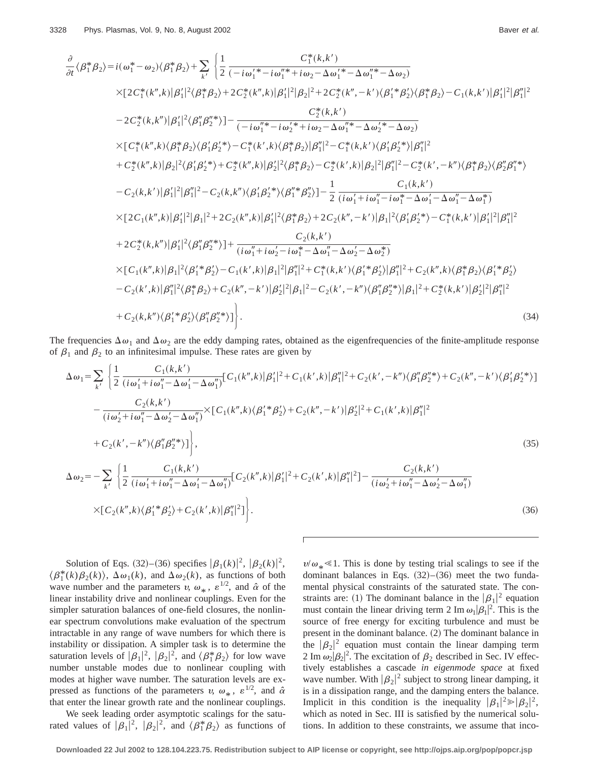$$
\begin{aligned}
\frac{\partial}{\partial t}\langle\beta_1^*\beta_2\rangle = {} & i(\omega_1^*-\omega_2)\langle\beta_1^*\beta_2\rangle+\sum_{k'}\left\{\frac{1}{2}\frac{C_1^*(k,k')}{(-i\omega_1'^*-i\omega_1''^*+i\omega_2-\Delta\omega_1'^*-\Delta\omega_1''^*-\Delta\omega_2)}\right. \\
& \times[2C_1^*(k'',k)|\beta_1'|^2\langle\beta_1^*\beta_2\rangle+2C_2^*(k'',k)|\beta_1'|^2|\beta_2|^2+2C_2^*(k'',-k')\langle\beta_1'^*\beta_2'\rangle\langle\beta_1^*\beta_2\rangle-C_1(k,k')|\beta_1'|^2|\beta_1''|^2 \\
& -2C_2^*(k,k'')|\beta_1'|^2\langle\beta_1''\beta_2''^*\rangle]-\frac{C_2^*(k,k')}{(-i\omega_1''^*-i\omega_2'^*+i\omega_2-\Delta\omega_1''^*-\Delta\omega_2'^*-\Delta\omega_2)} \\
& \times[C_1^*(k'',k)\langle\beta_1^*\beta_2\rangle\langle\beta_1'\beta_2'^*\rangle-C_1^*(k',k)\langle\beta_1^*\beta_2\rangle|\beta_1''|^2-C_1^*(k,k')\langle\beta_1'\beta_2'^*\rangle|\beta_1''|^2 \\
& +C_2^*(k'',k)|\beta_2|^2\langle\beta_1'\beta_2'^*\rangle+C_2^*(k'',k)|\beta_2'|^2\langle\beta_1^*\beta_2\rangle-C_2^*(k',k)|\beta_2|^2|\beta_1''|^2-C_2^*(k',-k'')\langle\beta_1^*\beta_2\rangle\langle\beta_2''\beta_1''^*\rangle \\
& -C_2(k,k')|\beta_1'|^2|\beta_1''|^2-C_2(k,k'')\langle\beta_1'\beta_2'^*\rangle\langle\beta_1''^*\beta_2''\rangle]-\frac{1}{2}\frac{C_1(k,k')}{(i\omega_1'+i\omega_1''-i\omega_1^*-\Delta\omega_1'-\Delta\omega_1''-\Delta\omega_1^*)} \\
& \times[2C_1(k'',k)|\beta_1'|^2|\beta_1|^2+2C_2(k'',k)|\beta_1'|^2\langle\beta_1^*\beta_2\rangle+2C_2(k'',-k')|\beta_1|^2\langle\beta_1'\beta_2'^*\rangle-C_1^*(k,k')|\beta_1'|^2|\beta_1''|^2 \\
& +2C_2^*(k,k'')|\beta_1'|^2\langle\beta_1''\beta_2''^*\rangle]+\frac{C_2(k,k')}{(i\omega_1''+i\omega_2'-i\omega_1^*-\Delta\omega_1''-\Delta\omega_2'-\Delta\omega_1^*)} \\
& \times[C_1(k'',k)|\beta_1|^2\langle\beta_1'^*\beta_2'\rangle-C_1(k',k)|\beta_1|^2|\beta_1''|^2+C_1^*(k,k')\langle\beta_1'^*\beta_2'\rangle|\beta_1''|^2+C_2(k'',k)\langle\beta_1^*\beta_2\rangle\langle\beta_1'^*\beta_2'\rangle \\
& -C_2(k',k)|\beta_1''|^2\langle\beta_1^*\beta_2\rangle+C_2(k'',-k')|\beta_2'|^2|\beta_1|^2-C_2(k',-k'')\langle\beta_1''\beta_2''^*\rangle|\beta_1|^2+C_2^*(k,k')|\beta_2'|^2|\beta_1''|^2 \\
& \left.+C_2(k,k'')\langle\beta_1'^*\beta_2'\rangle\langle\beta_1''\beta_2''^*\rangle]\vphantom{\frac{1}{2}}\right\}. \qquad (34)
\end{aligned}
$$

The frequencies $\Delta\omega_1$ and $\Delta\omega_2$ are the eddy damping rates, obtained as the eigenfrequencies of the finite-amplitude response of $\beta_1$ and $\beta_2$ to an infinitesimal impulse. These rates are given by

$$
\begin{aligned}
\Delta\omega_1 = \sum_{k'} & \left\{\frac{1}{2}\frac{C_1(k,k')}{(i\omega_1'+i\omega_1''-\Delta\omega_1'-\Delta\omega_1'')}[C_1(k'',k)|\beta_1'|^2+C_1(k',k)|\beta_1''|^2+C_2(k',-k'')\langle\beta_1''\beta_2''^*\rangle+C_2(k'',-k')\langle\beta_1'\beta_2'^*\rangle]\right. \\
& -\frac{C_2(k,k')}{(i\omega_2'+i\omega_1''-\Delta\omega_2'-\Delta\omega_1'')}\times[C_1(k'',k)\langle\beta_1'^*\beta_2'\rangle+C_2(k'',-k')|\beta_2'|^2+C_1(k',k)|\beta_1''|^2 \\
& \left.+C_2(k',-k'')\langle\beta_1''\beta_2''^*\rangle]\vphantom{\frac{1}{2}}\right\}, \qquad (35)
\end{aligned}
$$

$$
\begin{aligned}
\Delta\omega_2 = -\sum_{k'} & \left\{\frac{1}{2}\frac{C_1(k,k')}{(i\omega_1'+i\omega_1''-\Delta\omega_1'-\Delta\omega_1'')}[C_2(k'',k)|\beta_1'|^2+C_2(k',k)|\beta_1''|^2]-\frac{C_2(k,k')}{(i\omega_2'+i\omega_1''-\Delta\omega_2'-\Delta\omega_1'')}\right. \\
& \left.\times[C_2(k'',k)\langle\beta_1'^*\beta_2'\rangle+C_2(k',k)|\beta_1''|^2]\vphantom{\frac{1}{2}}\right\}. \qquad (36)
\end{aligned}
$$

Solution of Eqs. (32)–(36) specifies $|\beta_1(k)|^2$, $|\beta_2(k)|^2$, $\langle\beta_1^*(k)\beta_2(k)\rangle$, $\Delta\omega_1(k)$, and $\Delta\omega_2(k)$, as functions of both wave number and the parameters $v$, $\omega_*$, $\varepsilon^{1/2}$, and $\hat{\alpha}$ of the linear instability drive and nonlinear couplings. Even for the simpler saturation balances of one-field closures, the nonlinear spectrum convolutions make evaluation of the spectrum intractable in any range of wave numbers for which there is instability or dissipation. A simpler task is to determine the saturation levels of $|\beta_1|^2$, $|\beta_2|^2$, and $\langle\beta_1^*\beta_2\rangle$ for low wave number unstable modes due to nonlinear coupling with modes at higher wave number. The saturation levels are expressed as functions of the parameters $v$, $\omega_*$, $\varepsilon^{1/2}$, and $\hat{\alpha}$ that enter the linear growth rate and the nonlinear couplings.

We seek leading order asymptotic scalings for the saturated values of $|\beta_1|^2$, $|\beta_2|^2$, and $\langle\beta_1^*\beta_2\rangle$ as functions of $v/\omega_*\ll 1$. This is done by testing trial scalings to see if the dominant balances in Eqs. (32)–(36) meet the two fundamental physical constraints of the saturated state. The constraints are: (1) The dominant balance in the $|\beta_1|^2$ equation must contain the linear driving term $2\,\mathrm{Im}\,\omega_1|\beta_1|^2$. This is the source of free energy for exciting turbulence and must be present in the dominant balance. (2) The dominant balance in the $|\beta_2|^2$ equation must contain the linear damping term $2\,\mathrm{Im}\,\omega_2|\beta_2|^2$. The excitation of $\beta_2$ described in Sec. IV effectively establishes a cascade *in eigenmode space* at fixed wave number. With $|\beta_2|^2$ subject to strong linear damping, it is in a dissipation range, and the damping enters the balance. Implicit in this condition is the inequality $|\beta_1|^2\gg|\beta_2|^2$, which as noted in Sec. III is satisfied by the numerical solutions. In addition to these constraints, we assume that inco-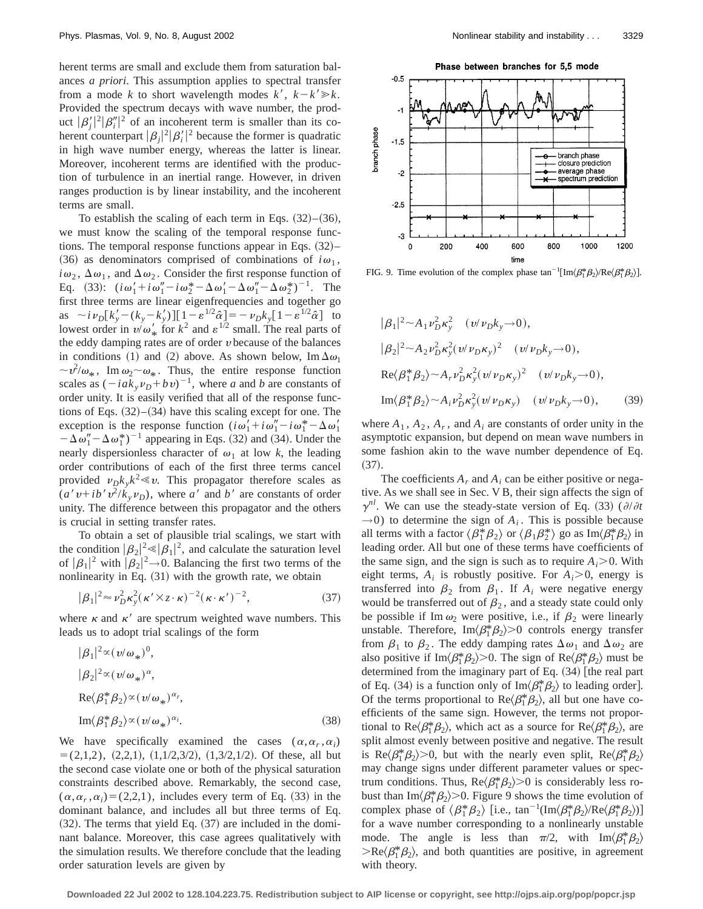herent terms are small and exclude them from saturation balances *a priori*. This assumption applies to spectral transfer from a mode $k$ to short wavelength modes $k'$, $k-k'\gg k$. Provided the spectrum decays with wave number, the product $|\beta_j'|^2|\beta_i''|^2$ of an incoherent term is smaller than its coherent counterpart $|\beta_j|^2|\beta_i'|^2$ because the former is quadratic in high wave number energy, whereas the latter is linear. Moreover, incoherent terms are identified with the production of turbulence in an inertial range. However, in driven ranges production is by linear instability, and the incoherent terms are small.

To establish the scaling of each term in Eqs. (32)–(36), we must know the scaling of the temporal response functions. The temporal response functions appear in Eqs. (32)–(36) as denominators comprised of combinations of $i\omega_1$, $i\omega_2$, $\Delta\omega_1$, and $\Delta\omega_2$. Consider the first response function of Eq. (33): $(i\omega_1'+i\omega_1''-i\omega_2^*-\Delta\omega_1'-\Delta\omega_1''-\Delta\omega_2^*)^{-1}$. The first three terms are linear eigenfrequencies and together go as $\sim i\nu_D[k_y'-(k_y-k_y')][1-\varepsilon^{1/2}\hat{\alpha}]=-\nu_D k_y[1-\varepsilon^{1/2}\hat{\alpha}]$ to lowest order in $v/\omega_*'$ for $k^2$ and $\varepsilon^{1/2}$ small. The real parts of the eddy damping rates are of order $v$ because of the balances in conditions (1) and (2) above. As shown below, $\mathrm{Im}\,\Delta\omega_1\sim v^2/\omega_*$, $\mathrm{Im}\,\omega_2\sim\omega_*$. Thus, the entire response function scales as $(-iak_y\nu_D+bv)^{-1}$, where $a$ and $b$ are constants of order unity. It is easily verified that all of the response functions of Eqs. (32)–(34) have this scaling except for one. The exception is the response function $(i\omega_1'+i\omega_1''-i\omega_1^*-\Delta\omega_1'-\Delta\omega_1''-\Delta\omega_1^*)^{-1}$ appearing in Eqs. (32) and (34). Under the nearly dispersionless character of $\omega_1$ at low $k$, the leading order contributions of each of the first three terms cancel provided $\nu_D k_y k^2\ll v$. This propagator therefore scales as $(a'v+ib'v^2/k_y\nu_D)$, where $a'$ and $b'$ are constants of order unity. The difference between this propagator and the others is crucial in setting transfer rates.

To obtain a set of plausible trial scalings, we start with the condition $|\beta_2|^2\ll|\beta_1|^2$, and calculate the saturation level of $|\beta_1|^2$ with $|\beta_2|^2\to 0$. Balancing the first two terms of the nonlinearity in Eq. (31) with the growth rate, we obtain

$$|\beta_1|^2\approx\nu_D^2\kappa_y^2(\kappa'\times z\cdot\kappa)^{-2}(\kappa\cdot\kappa')^{-2},\tag{37}$$

where $\kappa$ and $\kappa'$ are spectrum weighted wave numbers. This leads us to adopt trial scalings of the form

$$\begin{aligned}
|\beta_1|^2&\propto(v/\omega_*)^0,\\
|\beta_2|^2&\propto(v/\omega_*)^\alpha,\\
\mathrm{Re}\langle\beta_1^*\beta_2\rangle&\propto(v/\omega_*)^{\alpha_r},\\
\mathrm{Im}\langle\beta_1^*\beta_2\rangle&\propto(v/\omega_*)^{\alpha_i}.
\end{aligned}\tag{38}$$

We have specifically examined the cases $(\alpha,\alpha_r,\alpha_i)=(2,1,2)$, $(2,2,1)$, $(1,1/2,3/2)$, $(1,3/2,1/2)$. Of these, all but the second case violate one or both of the physical saturation constraints described above. Remarkably, the second case, $(\alpha,\alpha_r,\alpha_i)=(2,2,1)$, includes every term of Eq. (33) in the dominant balance, and includes all but three terms of Eq. (32). The terms that yield Eq. (37) are included in the dominant balance. Moreover, this case agrees qualitatively with the simulation results. We therefore conclude that the leading order saturation levels are given by

FIG. 9. Time evolution of the complex phase $\tan^{-1}[\mathrm{Im}\langle\beta_1^*\beta_2\rangle/\mathrm{Re}\langle\beta_1^*\beta_2\rangle]$.

$$\begin{aligned}
|\beta_1|^2&\sim A_1\nu_D^2\kappa_y^2\quad(v/\nu_D k_y\to 0),\\
|\beta_2|^2&\sim A_2\nu_D^2\kappa_y^2(v/\nu_D\kappa_y)^2\quad(v/\nu_D k_y\to 0),\\
\mathrm{Re}\langle\beta_1^*\beta_2\rangle&\sim A_r\nu_D^2\kappa_y^2(v/\nu_D\kappa_y)^2\quad(v/\nu_D k_y\to 0),\\
\mathrm{Im}\langle\beta_1^*\beta_2\rangle&\sim A_i\nu_D^2\kappa_y^2(v/\nu_D\kappa_y)\quad(v/\nu_D k_y\to 0),
\end{aligned}\tag{39}$$

where $A_1$, $A_2$, $A_r$, and $A_i$ are constants of order unity in the asymptotic expansion, but depend on mean wave numbers in some fashion akin to the wave number dependence of Eq. (37).

The coefficients $A_r$ and $A_i$ can be either positive or negative. As we shall see in Sec. V B, their sign affects the sign of $\gamma^{nl}$. We can use the steady-state version of Eq. (33) ($\partial/\partial t\to 0$) to determine the sign of $A_i$. This is possible because all terms with a factor $\langle\beta_1^*\beta_2\rangle$ or $\langle\beta_1\beta_2^*\rangle$ go as $\mathrm{Im}\langle\beta_1^*\beta_2\rangle$ in leading order. All but one of these terms have coefficients of the same sign, and the sign is such as to require $A_i>0$. With eight terms, $A_i$ is robustly positive. For $A_i>0$, energy is transferred into $\beta_2$ from $\beta_1$. If $A_i$ were negative energy would be transferred out of $\beta_2$, and a steady state could only be possible if $\mathrm{Im}\,\omega_2$ were positive, i.e., if $\beta_2$ were linearly unstable. Therefore, $\mathrm{Im}\langle\beta_1^*\beta_2\rangle>0$ controls energy transfer from $\beta_1$ to $\beta_2$. The eddy damping rates $\Delta\omega_1$ and $\Delta\omega_2$ are also positive if $\mathrm{Im}\langle\beta_1^*\beta_2\rangle>0$. The sign of $\mathrm{Re}\langle\beta_1^*\beta_2\rangle$ must be determined from the imaginary part of Eq. (34) [the real part of Eq. (34) is a function only of $\mathrm{Im}\langle\beta_1^*\beta_2\rangle$ to leading order]. Of the terms proportional to $\mathrm{Re}\langle\beta_1^*\beta_2\rangle$, all but one have coefficients of the same sign. However, the terms not proportional to $\mathrm{Re}\langle\beta_1^*\beta_2\rangle$, which act as a source for $\mathrm{Re}\langle\beta_1^*\beta_2\rangle$, are split almost evenly between positive and negative. The result is $\mathrm{Re}\langle\beta_1^*\beta_2\rangle>0$, but with the nearly even split, $\mathrm{Re}\langle\beta_1^*\beta_2\rangle$ may change signs under different parameter values or spectrum conditions. Thus, $\mathrm{Re}\langle\beta_1^*\beta_2\rangle>0$ is considerably less robust than $\mathrm{Im}\langle\beta_1^*\beta_2\rangle>0$. Figure 9 shows the time evolution of complex phase of $\langle\beta_1^*\beta_2\rangle$ [i.e., $\tan^{-1}(\mathrm{Im}\langle\beta_1^*\beta_2\rangle/\mathrm{Re}\langle\beta_1^*\beta_2\rangle)$] for a wave number corresponding to a nonlinearly unstable mode. The angle is less than $\pi/2$, with $\mathrm{Im}\langle\beta_1^*\beta_2\rangle>\mathrm{Re}\langle\beta_1^*\beta_2\rangle$, and both quantities are positive, in agreement with theory.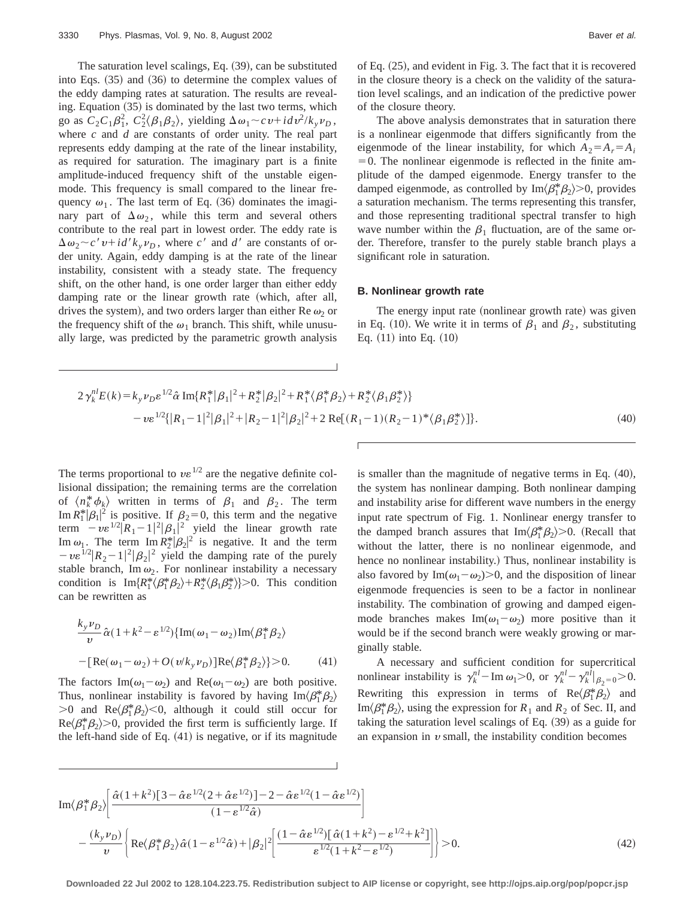The saturation level scalings, Eq. (39), can be substituted into Eqs. (35) and (36) to determine the complex values of the eddy damping rates at saturation. The results are revealing. Equation (35) is dominated by the last two terms, which go as $C_2 C_1 \beta_1^2$, $C_2^2 \langle \beta_1 \beta_2 \rangle$, yielding $\Delta \omega_1 \sim c v + i d v^2 / k_y \nu_D$, where $c$ and $d$ are constants of order unity. The real part represents eddy damping at the rate of the linear instability, as required for saturation. The imaginary part is a finite amplitude-induced frequency shift of the unstable eigenmode. This frequency is small compared to the linear frequency $\omega_1$. The last term of Eq. (36) dominates the imaginary part of $\Delta \omega_2$, while this term and several others contribute to the real part in lowest order. The eddy rate is $\Delta \omega_2 \sim c' v + i d' k_y \nu_D$, where $c'$ and $d'$ are constants of order unity. Again, eddy damping is at the rate of the linear instability, consistent with a steady state. The frequency shift, on the other hand, is one order larger than either eddy damping rate or the linear growth rate (which, after all, drives the system), and two orders larger than either $\mathrm{Re}\, \omega_2$ or the frequency shift of the $\omega_1$ branch. This shift, while unusually large, was predicted by the parametric growth analysis of Eq. (25), and evident in Fig. 3. The fact that it is recovered in the closure theory is a check on the validity of the saturation level scalings, and an indication of the predictive power of the closure theory.

The above analysis demonstrates that in saturation there is a nonlinear eigenmode that differs significantly from the eigenmode of the linear instability, for which $A_2 = A_r = A_i = 0$. The nonlinear eigenmode is reflected in the finite amplitude of the damped eigenmode. Energy transfer to the damped eigenmode, as controlled by $\mathrm{Im}\langle \beta_1^* \beta_2 \rangle > 0$, provides a saturation mechanism. The terms representing this transfer, and those representing traditional spectral transfer to high wave number within the $\beta_1$ fluctuation, are of the same order. Therefore, transfer to the purely stable branch plays a significant role in saturation.

### B. Nonlinear growth rate

The energy input rate (nonlinear growth rate) was given in Eq. (10). We write it in terms of $\beta_1$ and $\beta_2$, substituting Eq. (11) into Eq. (10)

$$
\begin{aligned}
2\gamma_k^{nl} E(k) = {} & k_y \nu_D \varepsilon^{1/2} \hat{\alpha}\, \mathrm{Im}\{ R_1^* |\beta_1|^2 + R_2^* |\beta_2|^2 + R_1^* \langle \beta_1^* \beta_2 \rangle + R_2^* \langle \beta_1 \beta_2^* \rangle \} \\
& - v \varepsilon^{1/2} \{ |R_1 - 1|^2 |\beta_1|^2 + |R_2 - 1|^2 |\beta_2|^2 + 2\, \mathrm{Re}[(R_1 - 1)(R_2 - 1)^* \langle \beta_1 \beta_2^* \rangle ] \}.
\end{aligned} \tag{40}
$$

The terms proportional to $v\varepsilon^{1/2}$ are the negative definite collisional dissipation; the remaining terms are the correlation of $\langle n_k^* \phi_k \rangle$ written in terms of $\beta_1$ and $\beta_2$. The term $\mathrm{Im}\, R_1^* |\beta_1|^2$ is positive. If $\beta_2 = 0$, this term and the negative term $-v\varepsilon^{1/2} |R_1 - 1|^2 |\beta_1|^2$ yield the linear growth rate $\mathrm{Im}\, \omega_1$. The term $\mathrm{Im}\, R_2^* |\beta_2|^2$ is negative. It and the term $-v\varepsilon^{1/2} |R_2 - 1|^2 |\beta_2|^2$ yield the damping rate of the purely stable branch, $\mathrm{Im}\, \omega_2$. For nonlinear instability a necessary condition is $\mathrm{Im}\{ R_1^* \langle \beta_1^* \beta_2 \rangle + R_2^* \langle \beta_1 \beta_2^* \rangle \} > 0$. This condition can be rewritten as

$$
\begin{aligned}
& \frac{k_y \nu_D}{v} \hat{\alpha} (1 + k^2 - \varepsilon^{1/2}) \{ \mathrm{Im}(\omega_1 - \omega_2) \mathrm{Im}\langle \beta_1^* \beta_2 \rangle \\
& - [\mathrm{Re}(\omega_1 - \omega_2) + O(v / k_y \nu_D)] \mathrm{Re}\langle \beta_1^* \beta_2 \rangle \} > 0.
\end{aligned} \tag{41}
$$

The factors $\mathrm{Im}(\omega_1 - \omega_2)$ and $\mathrm{Re}(\omega_1 - \omega_2)$ are both positive. Thus, nonlinear instability is favored by having $\mathrm{Im}\langle \beta_1^* \beta_2 \rangle > 0$ and $\mathrm{Re}\langle \beta_1^* \beta_2 \rangle < 0$, although it could still occur for $\mathrm{Re}\langle \beta_1^* \beta_2 \rangle > 0$, provided the first term is sufficiently large. If the left-hand side of Eq. (41) is negative, or if its magnitude is smaller than the magnitude of negative terms in Eq. (40), the system has nonlinear damping. Both nonlinear damping and instability arise for different wave numbers in the energy input rate spectrum of Fig. 1. Nonlinear energy transfer to the damped branch assures that $\mathrm{Im}\langle \beta_1^* \beta_2 \rangle > 0$. (Recall that without the latter, there is no nonlinear eigenmode, and hence no nonlinear instability.) Thus, nonlinear instability is also favored by $\mathrm{Im}(\omega_1 - \omega_2) > 0$, and the disposition of linear eigenmode frequencies is seen to be a factor in nonlinear instability. The combination of growing and damped eigenmode branches makes $\mathrm{Im}(\omega_1 - \omega_2)$ more positive than it would be if the second branch were weakly growing or marginally stable.

A necessary and sufficient condition for supercritical nonlinear instability is $\gamma_k^{nl} - \mathrm{Im}\, \omega_1 > 0$, or $\gamma_k^{nl} - \gamma_k^{nl}|_{\beta_2 = 0} > 0$. Rewriting this expression in terms of $\mathrm{Re}\langle \beta_1^* \beta_2 \rangle$ and $\mathrm{Im}\langle \beta_1^* \beta_2 \rangle$, using the expression for $R_1$ and $R_2$ of Sec. II, and taking the saturation level scalings of Eq. (39) as a guide for an expansion in $v$ small, the instability condition becomes

$$
\begin{aligned}
& \mathrm{Im}\langle \beta_1^* \beta_2 \rangle \left[ \frac{\hat{\alpha}(1 + k^2)[3 - \hat{\alpha}\varepsilon^{1/2}(2 + \hat{\alpha}\varepsilon^{1/2})] - 2 - \hat{\alpha}\varepsilon^{1/2}(1 - \hat{\alpha}\varepsilon^{1/2})}{(1 - \varepsilon^{1/2}\hat{\alpha})} \right] \\
& - \frac{(k_y \nu_D)}{v} \left\{ \mathrm{Re}\langle \beta_1^* \beta_2 \rangle \hat{\alpha}(1 - \varepsilon^{1/2}\hat{\alpha}) + |\beta_2|^2 \left[ \frac{(1 - \hat{\alpha}\varepsilon^{1/2})[\hat{\alpha}(1 + k^2) - \varepsilon^{1/2} + k^2]}{\varepsilon^{1/2}(1 + k^2 - \varepsilon^{1/2})} \right] \right\} > 0.
\end{aligned} \tag{42}
$$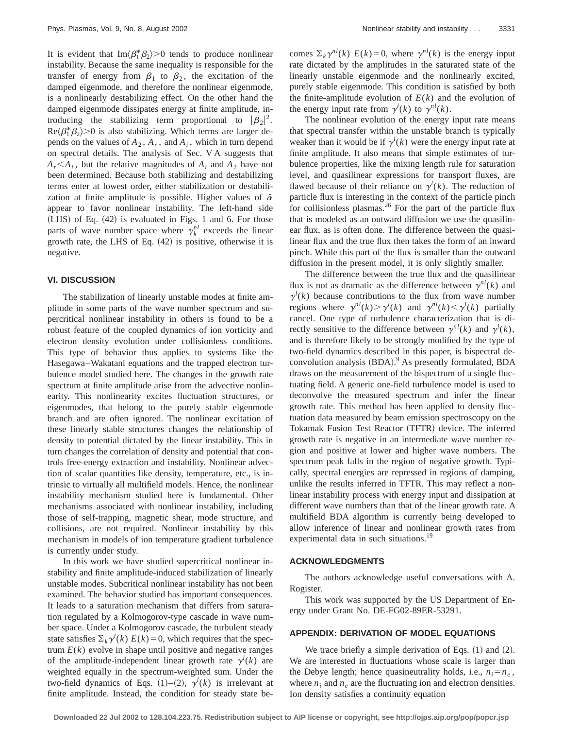It is evident that $\mathrm{Im}\langle\beta_1^*\beta_2\rangle>0$ tends to produce nonlinear instability. Because the same inequality is responsible for the transfer of energy from $\beta_1$ to $\beta_2$, the excitation of the damped eigenmode, and therefore the nonlinear eigenmode, is a nonlinearly destabilizing effect. On the other hand the damped eigenmode dissipates energy at finite amplitude, introducing the stabilizing term proportional to $|\beta_2|^2$. $\mathrm{Re}\langle\beta_1^*\beta_2\rangle>0$ is also stabilizing. Which terms are larger depends on the values of $A_2$, $A_r$, and $A_i$, which in turn depend on spectral details. The analysis of Sec. V A suggests that $A_r<A_i$, but the relative magnitudes of $A_i$ and $A_2$ have not been determined. Because both stabilizing and destabilizing terms enter at lowest order, either stabilization or destabilization at finite amplitude is possible. Higher values of $\hat{\alpha}$ appear to favor nonlinear instability. The left-hand side (LHS) of Eq. (42) is evaluated in Figs. 1 and 6. For those parts of wave number space where $\gamma_k^{nl}$ exceeds the linear growth rate, the LHS of Eq. (42) is positive, otherwise it is negative.

## VI. DISCUSSION

The stabilization of linearly unstable modes at finite amplitude in some parts of the wave number spectrum and supercritical nonlinear instability in others is found to be a robust feature of the coupled dynamics of ion vorticity and electron density evolution under collisionless conditions. This type of behavior thus applies to systems like the Hasegawa–Wakatani equations and the trapped electron turbulence model studied here. The changes in the growth rate spectrum at finite amplitude arise from the advective nonlinearity. This nonlinearity excites fluctuation structures, or eigenmodes, that belong to the purely stable eigenmode branch and are often ignored. The nonlinear excitation of these linearly stable structures changes the relationship of density to potential dictated by the linear instability. This in turn changes the correlation of density and potential that controls free-energy extraction and instability. Nonlinear advection of scalar quantities like density, temperature, etc., is intrinsic to virtually all multifield models. Hence, the nonlinear instability mechanism studied here is fundamental. Other mechanisms associated with nonlinear instability, including those of self-trapping, magnetic shear, mode structure, and collisions, are not required. Nonlinear instability by this mechanism in models of ion temperature gradient turbulence is currently under study.

In this work we have studied supercritical nonlinear instability and finite amplitude-induced stabilization of linearly unstable modes. Subcritical nonlinear instability has not been examined. The behavior studied has important consequences. It leads to a saturation mechanism that differs from saturation regulated by a Kolmogorov-type cascade in wave number space. Under a Kolmogorov cascade, the turbulent steady state satisfies $\Sigma_k\gamma^l(k)\,E(k)=0$, which requires that the spectrum $E(k)$ evolve in shape until positive and negative ranges of the amplitude-independent linear growth rate $\gamma^l(k)$ are weighted equally in the spectrum-weighted sum. Under the two-field dynamics of Eqs. (1)–(2), $\gamma^l(k)$ is irrelevant at finite amplitude. Instead, the condition for steady state becomes $\Sigma_k\gamma^{nl}(k)\,E(k)=0$, where $\gamma^{nl}(k)$ is the energy input rate dictated by the amplitudes in the saturated state of the linearly unstable eigenmode and the nonlinearly excited, purely stable eigenmode. This condition is satisfied by both the finite-amplitude evolution of $E(k)$ and the evolution of the energy input rate from $\gamma^l(k)$ to $\gamma^{nl}(k)$.

The nonlinear evolution of the energy input rate means that spectral transfer within the unstable branch is typically weaker than it would be if $\gamma^l(k)$ were the energy input rate at finite amplitude. It also means that simple estimates of turbulence properties, like the mixing length rule for saturation level, and quasilinear expressions for transport fluxes, are flawed because of their reliance on $\gamma^l(k)$. The reduction of particle flux is interesting in the context of the particle pinch for collisionless plasmas.[26] For the part of the particle flux that is modeled as an outward diffusion we use the quasilinear flux, as is often done. The difference between the quasilinear flux and the true flux then takes the form of an inward pinch. While this part of the flux is smaller than the outward diffusion in the present model, it is only slightly smaller.

The difference between the true flux and the quasilinear flux is not as dramatic as the difference between $\gamma^{nl}(k)$ and $\gamma^l(k)$ because contributions to the flux from wave number regions where $\gamma^{nl}(k)>\gamma^l(k)$ and $\gamma^{nl}(k)<\gamma^l(k)$ partially cancel. One type of turbulence characterization that is directly sensitive to the difference between $\gamma^{nl}(k)$ and $\gamma^l(k)$, and is therefore likely to be strongly modified by the type of two-field dynamics described in this paper, is bispectral deconvolution analysis (BDA).[9] As presently formulated, BDA draws on the measurement of the bispectrum of a single fluctuating field. A generic one-field turbulence model is used to deconvolve the measured spectrum and infer the linear growth rate. This method has been applied to density fluctuation data measured by beam emission spectroscopy on the Tokamak Fusion Test Reactor (TFTR) device. The inferred growth rate is negative in an intermediate wave number region and positive at lower and higher wave numbers. The spectrum peak falls in the region of negative growth. Typically, spectral energies are repressed in regions of damping, unlike the results inferred in TFTR. This may reflect a nonlinear instability process with energy input and dissipation at different wave numbers than that of the linear growth rate. A multifield BDA algorithm is currently being developed to allow inference of linear and nonlinear growth rates from experimental data in such situations.[19]

## ACKNOWLEDGMENTS

The authors acknowledge useful conversations with A. Rogister.

This work was supported by the US Department of Energy under Grant No. DE-FG02-89ER-53291.

## APPENDIX: DERIVATION OF MODEL EQUATIONS

We trace briefly a simple derivation of Eqs. (1) and (2). We are interested in fluctuations whose scale is larger than the Debye length; hence quasineutrality holds, i.e., $n_i=n_e$, where $n_i$ and $n_e$ are the fluctuating ion and electron densities. Ion density satisfies a continuity equation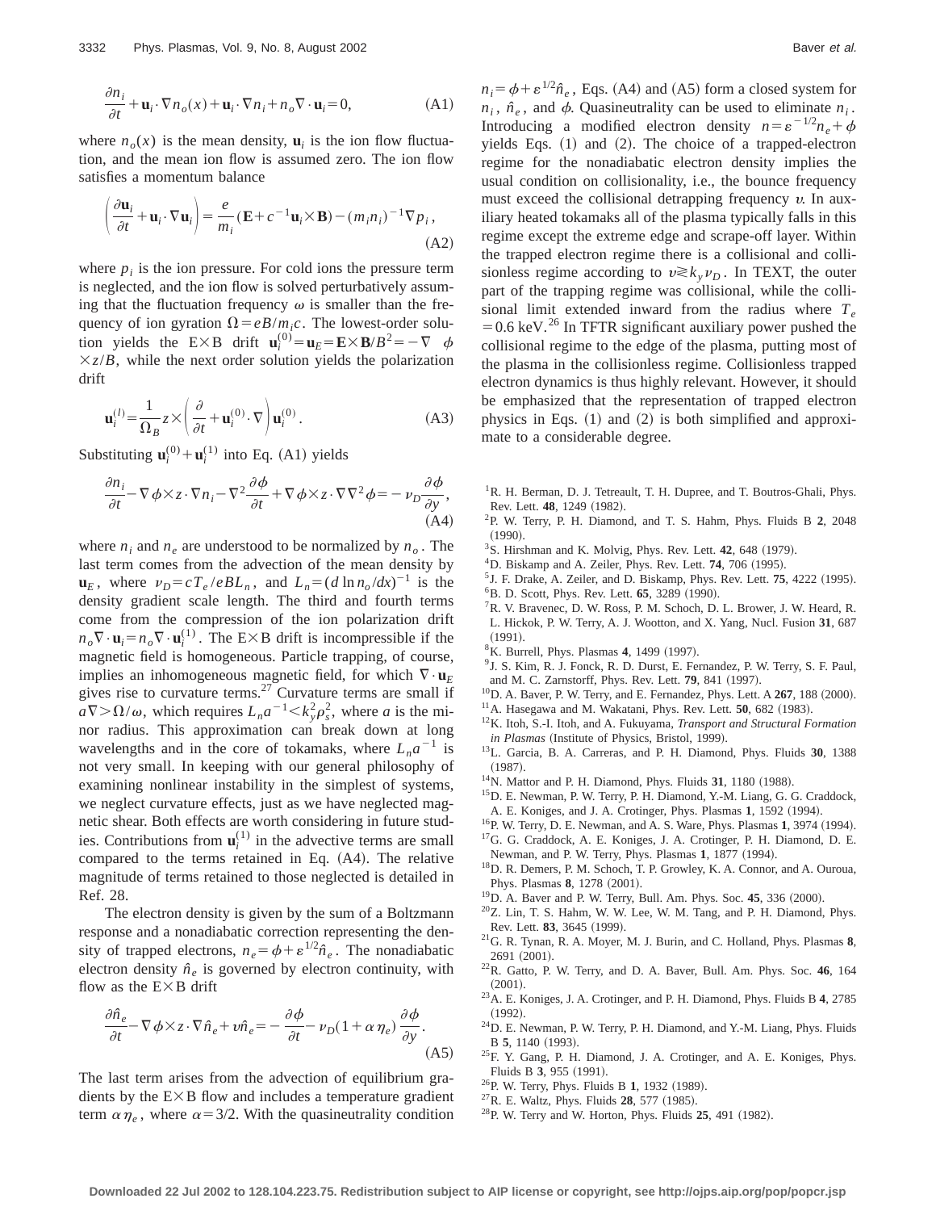$$\frac{\partial n_i}{\partial t} + \mathbf{u}_i \cdot \nabla n_o(x) + \mathbf{u}_i \cdot \nabla n_i + n_o \nabla \cdot \mathbf{u}_i = 0, \tag{A1}$$

where $n_o(x)$ is the mean density, $\mathbf{u}_i$ is the ion flow fluctuation, and the mean ion flow is assumed zero. The ion flow satisfies a momentum balance

$$\left( \frac{\partial \mathbf{u}_i}{\partial t} + \mathbf{u}_i \cdot \nabla \mathbf{u}_i \right) = \frac{e}{m_i} (\mathbf{E} + c^{-1} \mathbf{u}_i \times \mathbf{B}) - (m_i n_i)^{-1} \nabla p_i, \tag{A2}$$

where $p_i$ is the ion pressure. For cold ions the pressure term is neglected, and the ion flow is solved perturbatively assuming that the fluctuation frequency $\omega$ is smaller than the frequency of ion gyration $\Omega = eB/m_i c$. The lowest-order solution yields the E×B drift $\mathbf{u}_i^{(0)} = \mathbf{u}_E = \mathbf{E} \times \mathbf{B}/B^2 = -\nabla \phi \times z/B$, while the next order solution yields the polarization drift

$$\mathbf{u}_i^{(l)} = \frac{1}{\Omega_B} z \times \left( \frac{\partial}{\partial t} + \mathbf{u}_i^{(0)} \cdot \nabla \right) \mathbf{u}_i^{(0)}. \tag{A3}$$

Substituting $\mathbf{u}_i^{(0)} + \mathbf{u}_i^{(1)}$ into Eq. (A1) yields

$$\frac{\partial n_i}{\partial t} - \nabla \phi \times z \cdot \nabla n_i - \nabla^2 \frac{\partial \phi}{\partial t} + \nabla \phi \times z \cdot \nabla \nabla^2 \phi = -\nu_D \frac{\partial \phi}{\partial y}, \tag{A4}$$

where $n_i$ and $n_e$ are understood to be normalized by $n_o$. The last term comes from the advection of the mean density by $\mathbf{u}_E$, where $\nu_D = cT_e/eBL_n$, and $L_n = (d \ln n_o/dx)^{-1}$ is the density gradient scale length. The third and fourth terms come from the compression of the ion polarization drift $n_o \nabla \cdot \mathbf{u}_i = n_o \nabla \cdot \mathbf{u}_i^{(1)}$. The E×B drift is incompressible if the magnetic field is homogeneous. Particle trapping, of course, implies an inhomogeneous magnetic field, for which $\nabla \cdot \mathbf{u}_E$ gives rise to curvature terms.[27] Curvature terms are small if $a\nabla > \Omega/\omega$, which requires $L_n a^{-1} < k_y^2 \rho_s^2$, where $a$ is the minor radius. This approximation can break down at long wavelengths and in the core of tokamaks, where $L_n a^{-1}$ is not very small. In keeping with our general philosophy of examining nonlinear instability in the simplest of systems, we neglect curvature effects, just as we have neglected magnetic shear. Both effects are worth considering in future studies. Contributions from $\mathbf{u}_i^{(1)}$ in the advective terms are small compared to the terms retained in Eq. (A4). The relative magnitude of terms retained to those neglected is detailed in Ref. 28.

The electron density is given by the sum of a Boltzmann response and a nonadiabatic correction representing the density of trapped electrons, $n_e = \phi + \varepsilon^{1/2} \hat{n}_e$. The nonadiabatic electron density $\hat{n}_e$ is governed by electron continuity, with flow as the E×B drift

$$\frac{\partial \hat{n}_e}{\partial t} - \nabla \phi \times z \cdot \nabla \hat{n}_e + \upsilon \hat{n}_e = -\frac{\partial \phi}{\partial t} - \nu_D (1 + \alpha \eta_e) \frac{\partial \phi}{\partial y}. \tag{A5}$$

The last term arises from the advection of equilibrium gradients by the E×B flow and includes a temperature gradient term $\alpha \eta_e$, where $\alpha = 3/2$. With the quasineutrality condition $n_i = \phi + \varepsilon^{1/2} \hat{n}_e$, Eqs. (A4) and (A5) form a closed system for $n_i$, $\hat{n}_e$, and $\phi$. Quasineutrality can be used to eliminate $n_i$. Introducing a modified electron density $n = \varepsilon^{-1/2} n_e + \phi$ yields Eqs. (1) and (2). The choice of a trapped-electron regime for the nonadiabatic electron density implies the usual condition on collisionality, i.e., the bounce frequency must exceed the collisional detrapping frequency $\upsilon$. In auxiliary heated tokamaks all of the plasma typically falls in this regime except the extreme edge and scrape-off layer. Within the trapped electron regime there is a collisional and collisionless regime according to $\upsilon \gtrless k_y \nu_D$. In TEXT, the outer part of the trapping regime was collisional, while the collisional limit extended inward from the radius where $T_e = 0.6$ keV.[26] In TFTR significant auxiliary power pushed the collisional regime to the edge of the plasma, putting most of the plasma in the collisionless regime. Collisionless trapped electron dynamics is thus highly relevant. However, it should be emphasized that the representation of trapped electron physics in Eqs. (1) and (2) is both simplified and approximate to a considerable degree.

[1] R. H. Berman, D. J. Tetreault, T. H. Dupree, and T. Boutros-Ghali, Phys. Rev. Lett. **48**, 1249 (1982).
[2] P. W. Terry, P. H. Diamond, and T. S. Hahm, Phys. Fluids B **2**, 2048 (1990).
[3] S. Hirshman and K. Molvig, Phys. Rev. Lett. **42**, 648 (1979).
[4] D. Biskamp and A. Zeiler, Phys. Rev. Lett. **74**, 706 (1995).
[5] J. F. Drake, A. Zeiler, and D. Biskamp, Phys. Rev. Lett. **75**, 4222 (1995).
[6] B. D. Scott, Phys. Rev. Lett. **65**, 3289 (1990).
[7] R. V. Bravenec, D. W. Ross, P. M. Schoch, D. L. Brower, J. W. Heard, R. L. Hickok, P. W. Terry, A. J. Wootton, and X. Yang, Nucl. Fusion **31**, 687 (1991).
[8] K. Burrell, Phys. Plasmas **4**, 1499 (1997).
[9] J. S. Kim, R. J. Fonck, R. D. Durst, E. Fernandez, P. W. Terry, S. F. Paul, and M. C. Zarnstorff, Phys. Rev. Lett. **79**, 841 (1997).
[10] D. A. Baver, P. W. Terry, and E. Fernandez, Phys. Lett. A **267**, 188 (2000).
[11] A. Hasegawa and M. Wakatani, Phys. Rev. Lett. **50**, 682 (1983).
[12] K. Itoh, S.-I. Itoh, and A. Fukuyama, *Transport and Structural Formation in Plasmas* (Institute of Physics, Bristol, 1999).
[13] L. Garcia, B. A. Carreras, and P. H. Diamond, Phys. Fluids **30**, 1388 (1987).
[14] N. Mattor and P. H. Diamond, Phys. Fluids **31**, 1180 (1988).
[15] D. E. Newman, P. W. Terry, P. H. Diamond, Y.-M. Liang, G. G. Craddock, A. E. Koniges, and J. A. Crotinger, Phys. Plasmas **1**, 1592 (1994).
[16] P. W. Terry, D. E. Newman, and A. S. Ware, Phys. Plasmas **1**, 3974 (1994).
[17] G. G. Craddock, A. E. Koniges, J. A. Crotinger, P. H. Diamond, D. E. Newman, and P. W. Terry, Phys. Plasmas **1**, 1877 (1994).
[18] D. R. Demers, P. M. Schoch, T. P. Crowley, K. A. Connor, and A. Ouroua, Phys. Plasmas **8**, 1278 (2001).
[19] D. A. Baver and P. W. Terry, Bull. Am. Phys. Soc. **45**, 336 (2000).
[20] Z. Lin, T. S. Hahm, W. W. Lee, W. M. Tang, and P. H. Diamond, Phys. Rev. Lett. **83**, 3645 (1999).
[21] G. R. Tynan, R. A. Moyer, M. J. Burin, and C. Holland, Phys. Plasmas **8**, 2691 (2001).
[22] R. Gatto, P. W. Terry, and D. A. Baver, Bull. Am. Phys. Soc. **46**, 164 (2001).
[23] A. E. Koniges, J. A. Crotinger, and P. H. Diamond, Phys. Fluids B **4**, 2785 (1992).
[24] D. E. Newman, P. W. Terry, P. H. Diamond, and Y.-M. Liang, Phys. Fluids B **5**, 1140 (1993).
[25] F. Y. Gang, P. H. Diamond, J. A. Crotinger, and A. E. Koniges, Phys. Fluids B **3**, 955 (1991).
[26] P. W. Terry, Phys. Fluids B **1**, 1932 (1989).
[27] R. E. Waltz, Phys. Fluids **28**, 577 (1985).
[28] P. W. Terry and W. Horton, Phys. Fluids **25**, 491 (1982).